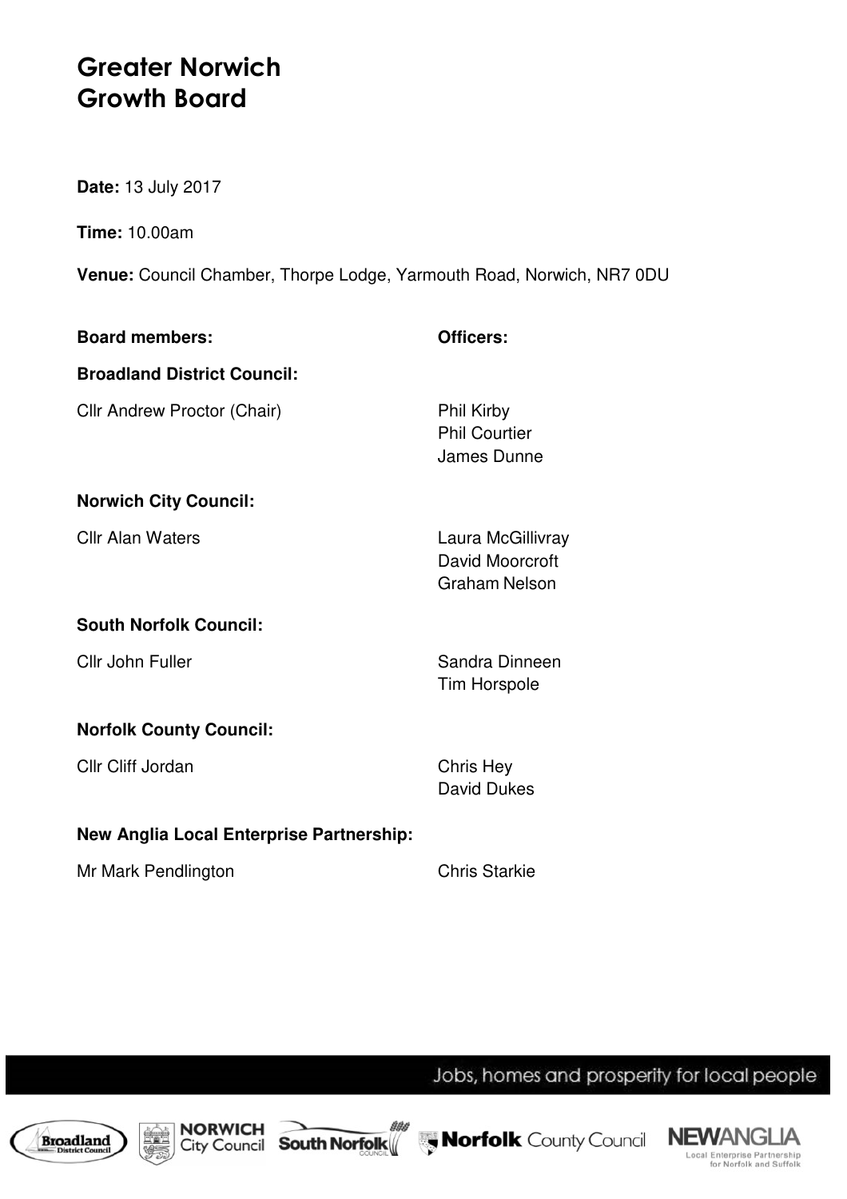# Greater Norwich Growth Board

**Date:** 13 July 2017

**Time:** 10.00am

**Venue:** Council Chamber, Thorpe Lodge, Yarmouth Road, Norwich, NR7 0DU

| **Board members:** | **Officers:** |
|---|---|
| **Broadland District Council:** | |
| Cllr Andrew Proctor (Chair) | Phil Kirby<br>Phil Courtier<br>James Dunne |
| **Norwich City Council:** | |
| Cllr Alan Waters | Laura McGillivray<br>David Moorcroft<br>Graham Nelson |
| **South Norfolk Council:** | |
| Cllr John Fuller | Sandra Dinneen<br>Tim Horspole |
| **Norfolk County Council:** | |
| Cllr Cliff Jordan | Chris Hey<br>David Dukes |
| **New Anglia Local Enterprise Partnership:** | |
| Mr Mark Pendlington | Chris Starkie |

Jobs, homes and prosperity for local people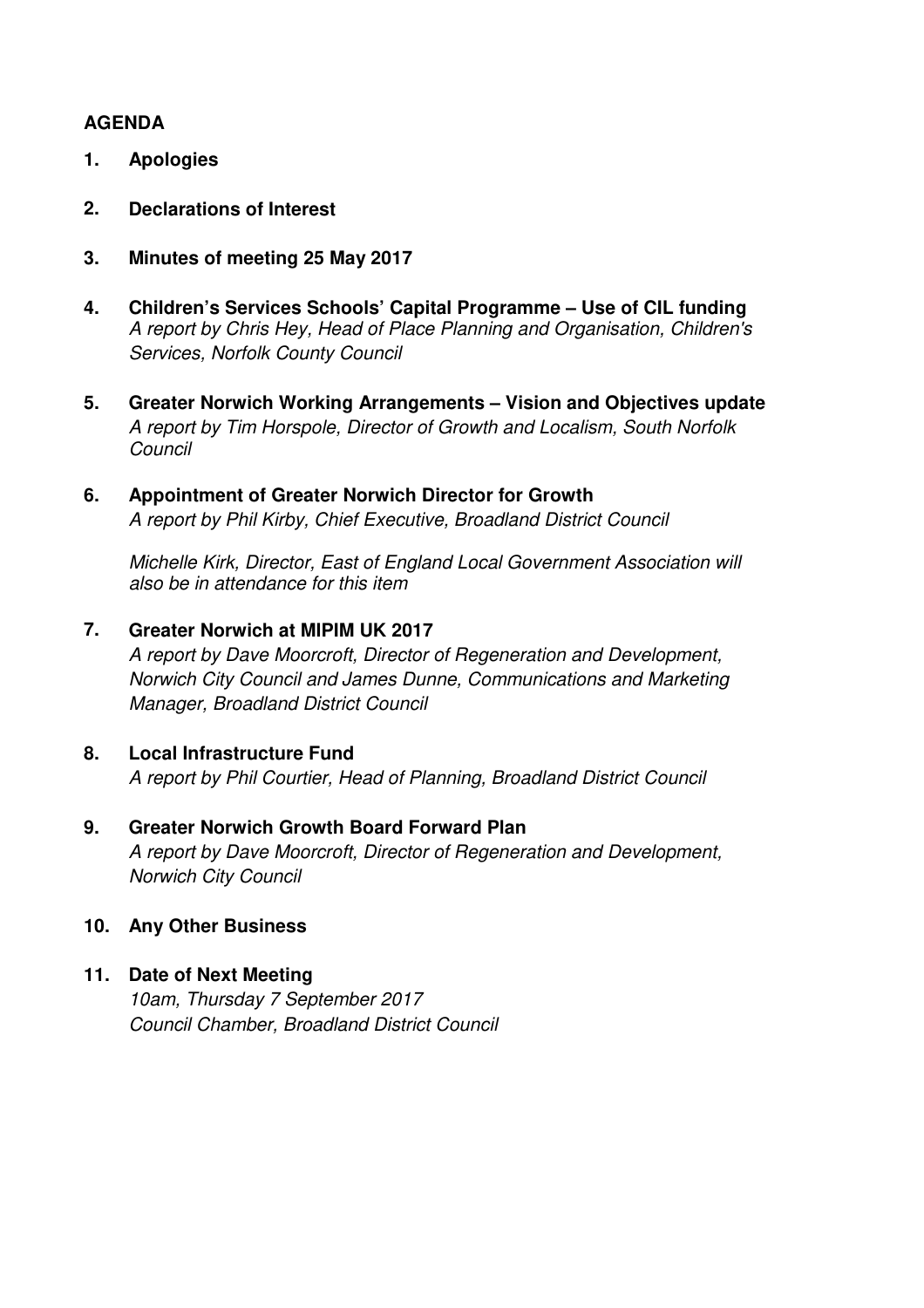**AGENDA**

1. **Apologies**

2. **Declarations of Interest**

3. **Minutes of meeting 25 May 2017**

4. **Children's Services Schools' Capital Programme – Use of CIL funding**
   *A report by Chris Hey, Head of Place Planning and Organisation, Children's Services, Norfolk County Council*

5. **Greater Norwich Working Arrangements – Vision and Objectives update**
   *A report by Tim Horspole, Director of Growth and Localism, South Norfolk Council*

6. **Appointment of Greater Norwich Director for Growth**
   *A report by Phil Kirby, Chief Executive, Broadland District Council*

   *Michelle Kirk, Director, East of England Local Government Association will also be in attendance for this item*

7. **Greater Norwich at MIPIM UK 2017**
   *A report by Dave Moorcroft, Director of Regeneration and Development, Norwich City Council and James Dunne, Communications and Marketing Manager, Broadland District Council*

8. **Local Infrastructure Fund**
   *A report by Phil Courtier, Head of Planning, Broadland District Council*

9. **Greater Norwich Growth Board Forward Plan**
   *A report by Dave Moorcroft, Director of Regeneration and Development, Norwich City Council*

10. **Any Other Business**

11. **Date of Next Meeting**
    *10am, Thursday 7 September 2017*
    *Council Chamber, Broadland District Council*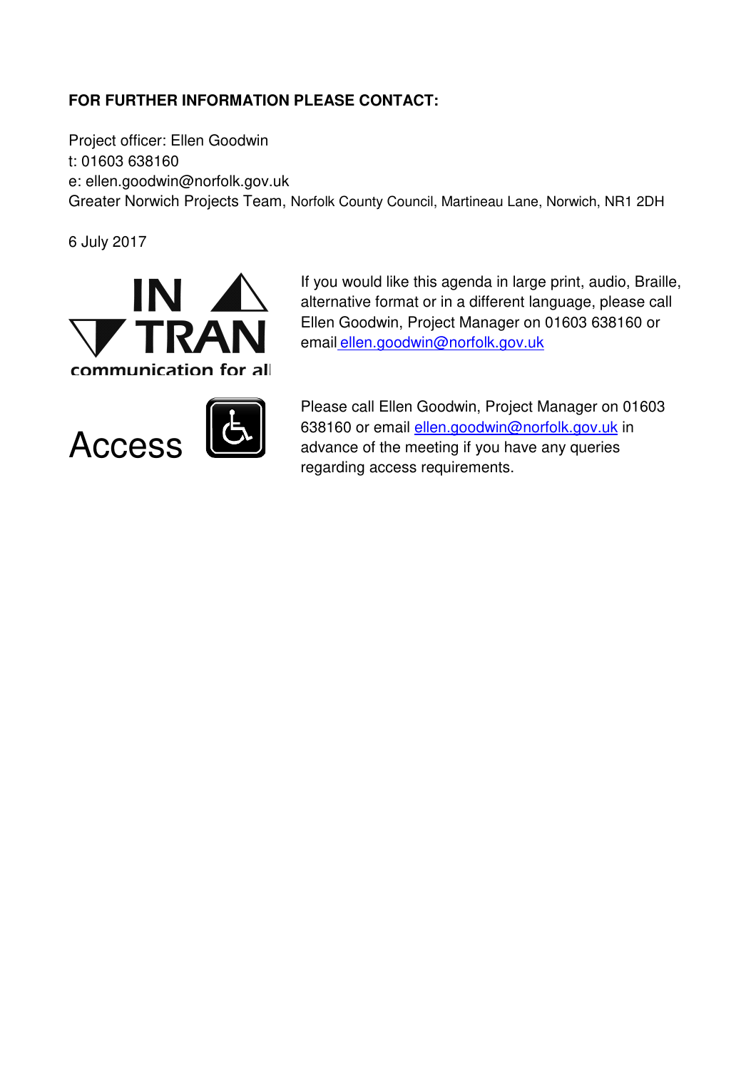**FOR FURTHER INFORMATION PLEASE CONTACT:**

Project officer: Ellen Goodwin
t: 01603 638160
e: ellen.goodwin@norfolk.gov.uk
Greater Norwich Projects Team, Norfolk County Council, Martineau Lane, Norwich, NR1 2DH

6 July 2017

IN TRAN
communication for all

If you would like this agenda in large print, audio, Braille, alternative format or in a different language, please call Ellen Goodwin, Project Manager on 01603 638160 or email ellen.goodwin@norfolk.gov.uk

Access

Please call Ellen Goodwin, Project Manager on 01603 638160 or email ellen.goodwin@norfolk.gov.uk in advance of the meeting if you have any queries regarding access requirements.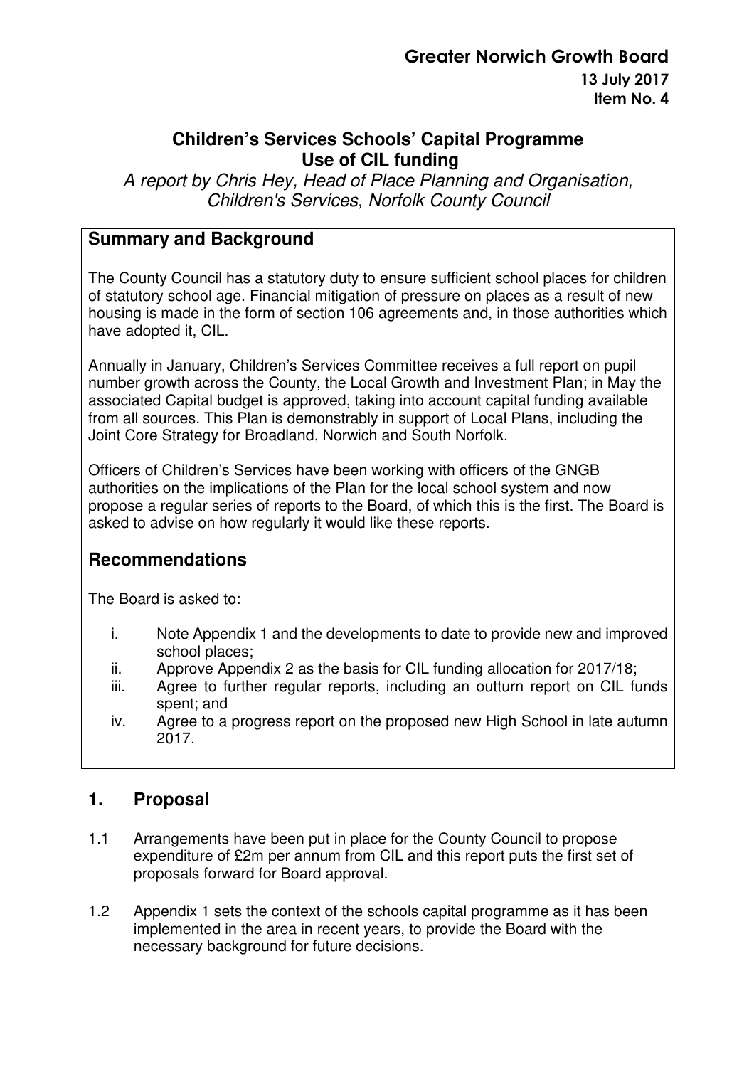**Greater Norwich Growth Board**
**13 July 2017**
**Item No. 4**

# Children's Services Schools' Capital Programme
# Use of CIL funding

*A report by Chris Hey, Head of Place Planning and Organisation, Children's Services, Norfolk County Council*

## Summary and Background

The County Council has a statutory duty to ensure sufficient school places for children of statutory school age. Financial mitigation of pressure on places as a result of new housing is made in the form of section 106 agreements and, in those authorities which have adopted it, CIL.

Annually in January, Children's Services Committee receives a full report on pupil number growth across the County, the Local Growth and Investment Plan; in May the associated Capital budget is approved, taking into account capital funding available from all sources. This Plan is demonstrably in support of Local Plans, including the Joint Core Strategy for Broadland, Norwich and South Norfolk.

Officers of Children's Services have been working with officers of the GNGB authorities on the implications of the Plan for the local school system and now propose a regular series of reports to the Board, of which this is the first. The Board is asked to advise on how regularly it would like these reports.

## Recommendations

The Board is asked to:

i. Note Appendix 1 and the developments to date to provide new and improved school places;
ii. Approve Appendix 2 as the basis for CIL funding allocation for 2017/18;
iii. Agree to further regular reports, including an outturn report on CIL funds spent; and
iv. Agree to a progress report on the proposed new High School in late autumn 2017.

## 1. Proposal

1.1 Arrangements have been put in place for the County Council to propose expenditure of £2m per annum from CIL and this report puts the first set of proposals forward for Board approval.

1.2 Appendix 1 sets the context of the schools capital programme as it has been implemented in the area in recent years, to provide the Board with the necessary background for future decisions.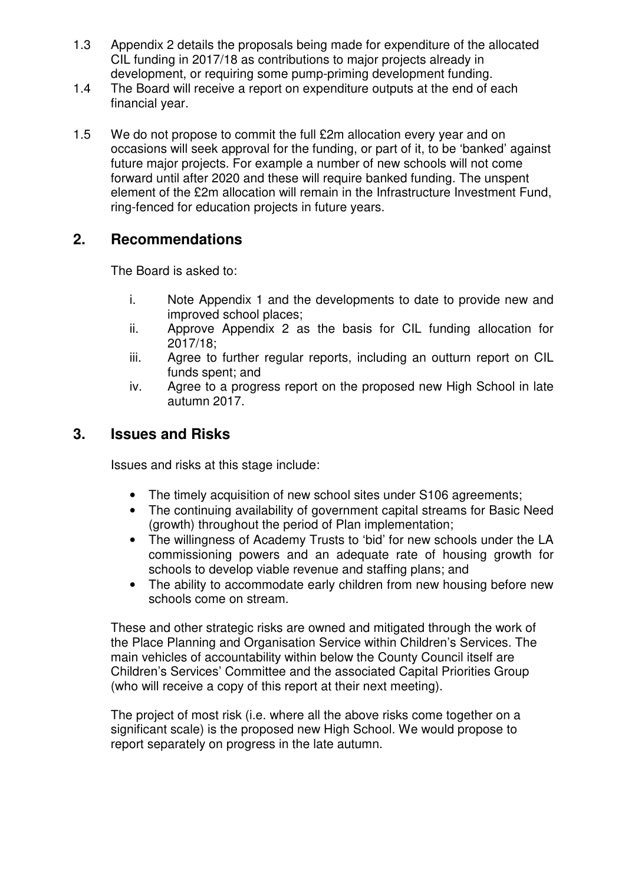1.3 Appendix 2 details the proposals being made for expenditure of the allocated CIL funding in 2017/18 as contributions to major projects already in development, or requiring some pump-priming development funding.

1.4 The Board will receive a report on expenditure outputs at the end of each financial year.

1.5 We do not propose to commit the full £2m allocation every year and on occasions will seek approval for the funding, or part of it, to be 'banked' against future major projects. For example a number of new schools will not come forward until after 2020 and these will require banked funding. The unspent element of the £2m allocation will remain in the Infrastructure Investment Fund, ring-fenced for education projects in future years.

## 2. Recommendations

The Board is asked to:

i. Note Appendix 1 and the developments to date to provide new and improved school places;
ii. Approve Appendix 2 as the basis for CIL funding allocation for 2017/18;
iii. Agree to further regular reports, including an outturn report on CIL funds spent; and
iv. Agree to a progress report on the proposed new High School in late autumn 2017.

## 3. Issues and Risks

Issues and risks at this stage include:

- The timely acquisition of new school sites under S106 agreements;
- The continuing availability of government capital streams for Basic Need (growth) throughout the period of Plan implementation;
- The willingness of Academy Trusts to 'bid' for new schools under the LA commissioning powers and an adequate rate of housing growth for schools to develop viable revenue and staffing plans; and
- The ability to accommodate early children from new housing before new schools come on stream.

These and other strategic risks are owned and mitigated through the work of the Place Planning and Organisation Service within Children's Services. The main vehicles of accountability within below the County Council itself are Children's Services' Committee and the associated Capital Priorities Group (who will receive a copy of this report at their next meeting).

The project of most risk (i.e. where all the above risks come together on a significant scale) is the proposed new High School. We would propose to report separately on progress in the late autumn.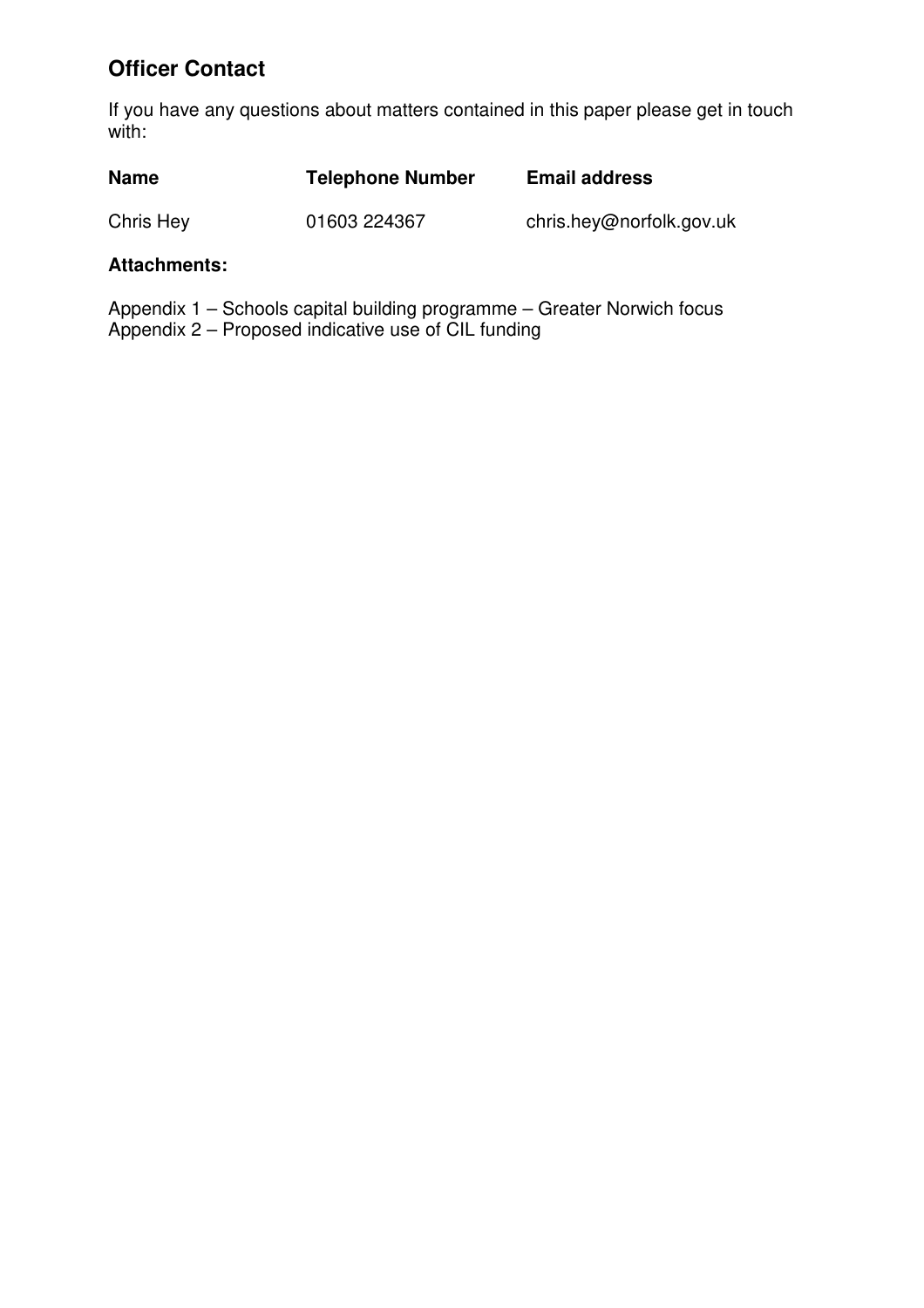## Officer Contact

If you have any questions about matters contained in this paper please get in touch with:

| Name | Telephone Number | Email address |
| --- | --- | --- |
| Chris Hey | 01603 224367 | chris.hey@norfolk.gov.uk |

**Attachments:**

Appendix 1 – Schools capital building programme – Greater Norwich focus
Appendix 2 – Proposed indicative use of CIL funding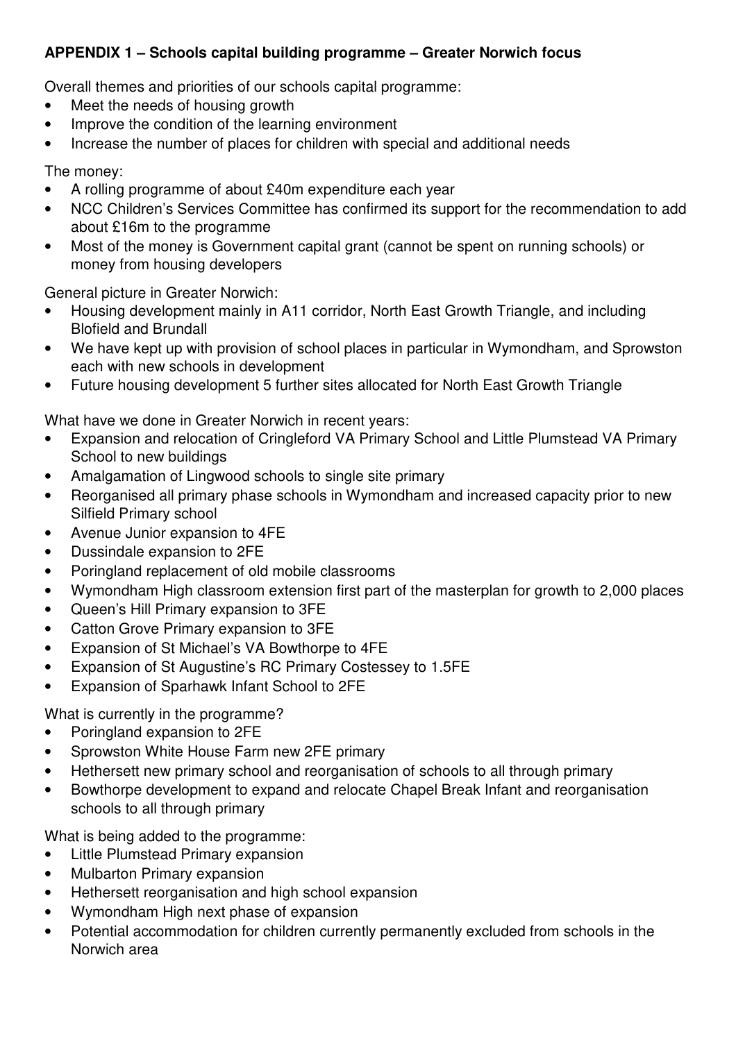**APPENDIX 1 – Schools capital building programme – Greater Norwich focus**

Overall themes and priorities of our schools capital programme:

- Meet the needs of housing growth
- Improve the condition of the learning environment
- Increase the number of places for children with special and additional needs

The money:

- A rolling programme of about £40m expenditure each year
- NCC Children's Services Committee has confirmed its support for the recommendation to add about £16m to the programme
- Most of the money is Government capital grant (cannot be spent on running schools) or money from housing developers

General picture in Greater Norwich:

- Housing development mainly in A11 corridor, North East Growth Triangle, and including Blofield and Brundall
- We have kept up with provision of school places in particular in Wymondham, and Sprowston each with new schools in development
- Future housing development 5 further sites allocated for North East Growth Triangle

What have we done in Greater Norwich in recent years:

- Expansion and relocation of Cringleford VA Primary School and Little Plumstead VA Primary School to new buildings
- Amalgamation of Lingwood schools to single site primary
- Reorganised all primary phase schools in Wymondham and increased capacity prior to new Silfield Primary school
- Avenue Junior expansion to 4FE
- Dussindale expansion to 2FE
- Poringland replacement of old mobile classrooms
- Wymondham High classroom extension first part of the masterplan for growth to 2,000 places
- Queen's Hill Primary expansion to 3FE
- Catton Grove Primary expansion to 3FE
- Expansion of St Michael's VA Bowthorpe to 4FE
- Expansion of St Augustine's RC Primary Costessey to 1.5FE
- Expansion of Sparhawk Infant School to 2FE

What is currently in the programme?

- Poringland expansion to 2FE
- Sprowston White House Farm new 2FE primary
- Hethersett new primary school and reorganisation of schools to all through primary
- Bowthorpe development to expand and relocate Chapel Break Infant and reorganisation schools to all through primary

What is being added to the programme:

- Little Plumstead Primary expansion
- Mulbarton Primary expansion
- Hethersett reorganisation and high school expansion
- Wymondham High next phase of expansion
- Potential accommodation for children currently permanently excluded from schools in the Norwich area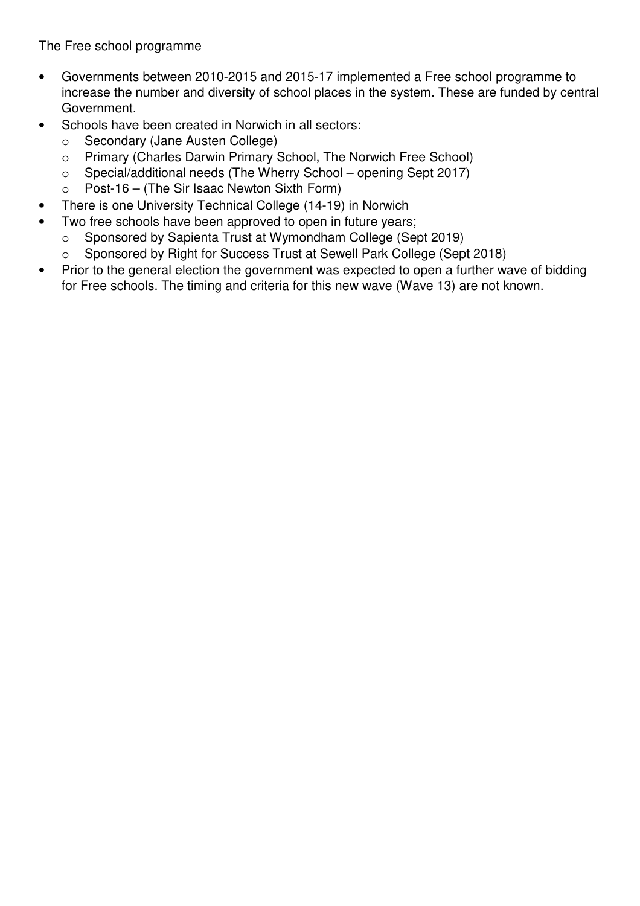The Free school programme

- Governments between 2010-2015 and 2015-17 implemented a Free school programme to increase the number and diversity of school places in the system. These are funded by central Government.
- Schools have been created in Norwich in all sectors:
  - Secondary (Jane Austen College)
  - Primary (Charles Darwin Primary School, The Norwich Free School)
  - Special/additional needs (The Wherry School – opening Sept 2017)
  - Post-16 – (The Sir Isaac Newton Sixth Form)
- There is one University Technical College (14-19) in Norwich
- Two free schools have been approved to open in future years;
  - Sponsored by Sapienta Trust at Wymondham College (Sept 2019)
  - Sponsored by Right for Success Trust at Sewell Park College (Sept 2018)
- Prior to the general election the government was expected to open a further wave of bidding for Free schools. The timing and criteria for this new wave (Wave 13) are not known.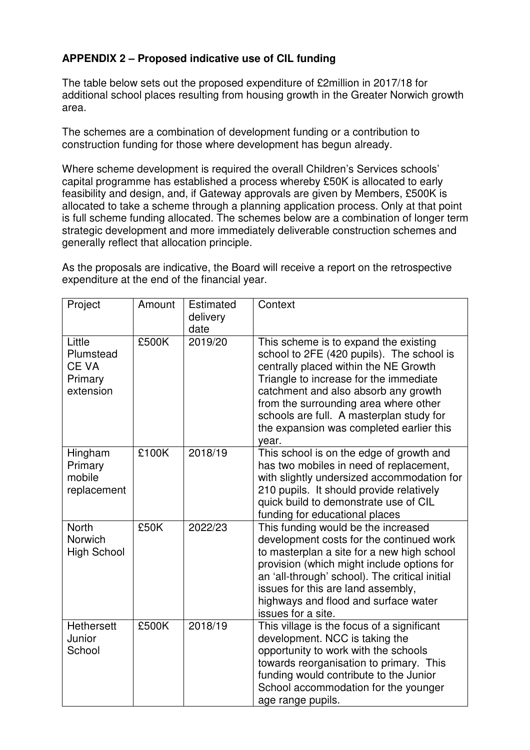**APPENDIX 2 – Proposed indicative use of CIL funding**

The table below sets out the proposed expenditure of £2million in 2017/18 for additional school places resulting from housing growth in the Greater Norwich growth area.

The schemes are a combination of development funding or a contribution to construction funding for those where development has begun already.

Where scheme development is required the overall Children's Services schools' capital programme has established a process whereby £50K is allocated to early feasibility and design, and, if Gateway approvals are given by Members, £500K is allocated to take a scheme through a planning application process. Only at that point is full scheme funding allocated. The schemes below are a combination of longer term strategic development and more immediately deliverable construction schemes and generally reflect that allocation principle.

As the proposals are indicative, the Board will receive a report on the retrospective expenditure at the end of the financial year.

| Project | Amount | Estimated delivery date | Context |
|---|---|---|---|
| Little Plumstead CE VA Primary extension | £500K | 2019/20 | This scheme is to expand the existing school to 2FE (420 pupils). The school is centrally placed within the NE Growth Triangle to increase for the immediate catchment and also absorb any growth from the surrounding area where other schools are full. A masterplan study for the expansion was completed earlier this year. |
| Hingham Primary mobile replacement | £100K | 2018/19 | This school is on the edge of growth and has two mobiles in need of replacement, with slightly undersized accommodation for 210 pupils. It should provide relatively quick build to demonstrate use of CIL funding for educational places |
| North Norwich High School | £50K | 2022/23 | This funding would be the increased development costs for the continued work to masterplan a site for a new high school provision (which might include options for an 'all-through' school). The critical initial issues for this are land assembly, highways and flood and surface water issues for a site. |
| Hethersett Junior School | £500K | 2018/19 | This village is the focus of a significant development. NCC is taking the opportunity to work with the schools towards reorganisation to primary. This funding would contribute to the Junior School accommodation for the younger age range pupils. |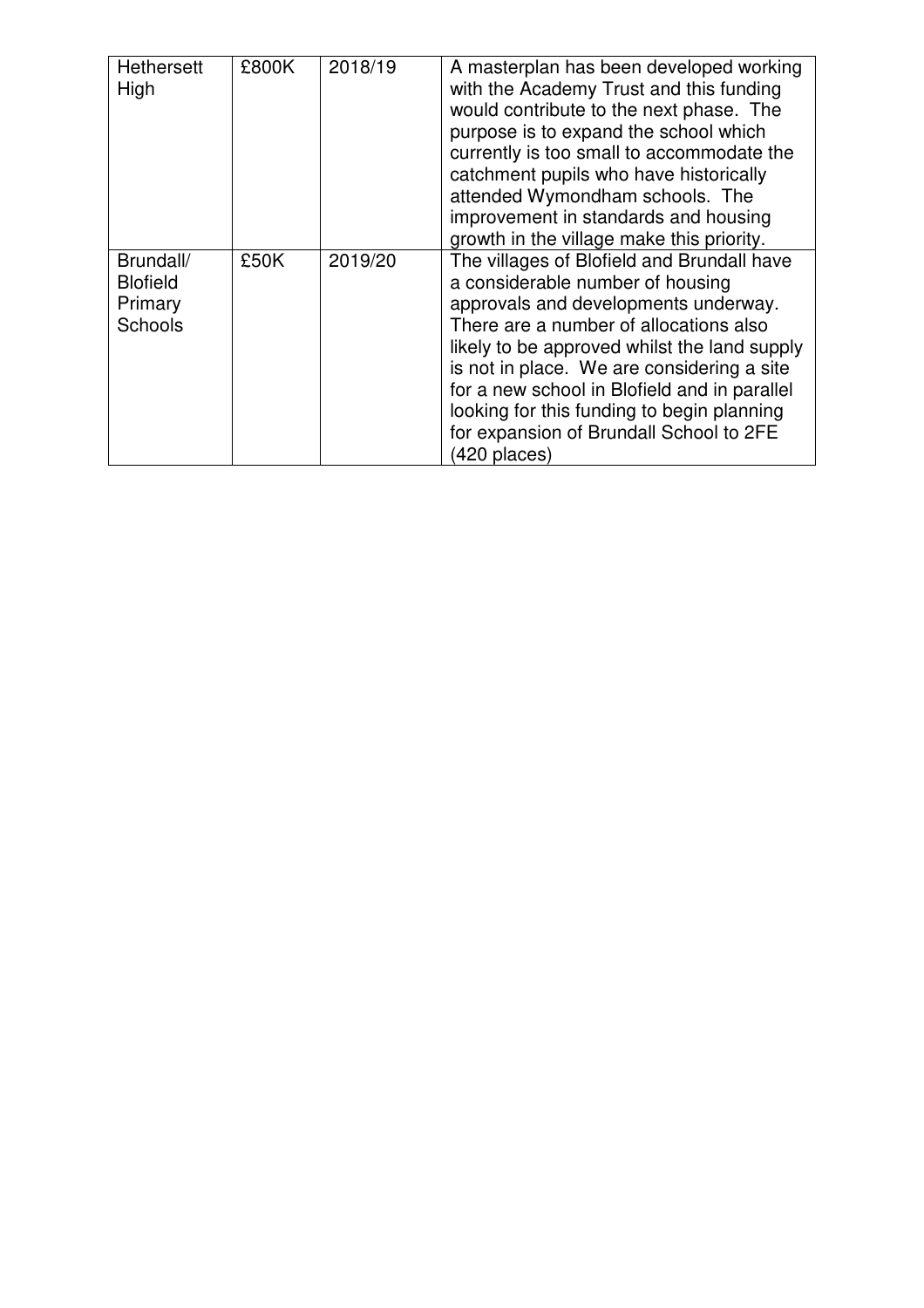| | | | |
|---|---|---|---|
| Hethersett High | £800K | 2018/19 | A masterplan has been developed working with the Academy Trust and this funding would contribute to the next phase. The purpose is to expand the school which currently is too small to accommodate the catchment pupils who have historically attended Wymondham schools. The improvement in standards and housing growth in the village make this priority. |
| Brundall/ Blofield Primary Schools | £50K | 2019/20 | The villages of Blofield and Brundall have a considerable number of housing approvals and developments underway. There are a number of allocations also likely to be approved whilst the land supply is not in place. We are considering a site for a new school in Blofield and in parallel looking for this funding to begin planning for expansion of Brundall School to 2FE (420 places) |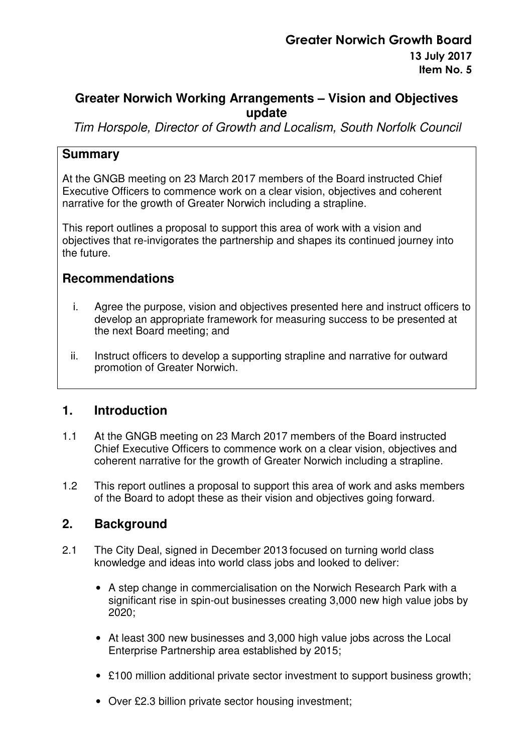**Greater Norwich Growth Board**
**13 July 2017**
**Item No. 5**

# Greater Norwich Working Arrangements – Vision and Objectives update

*Tim Horspole, Director of Growth and Localism, South Norfolk Council*

## Summary

At the GNGB meeting on 23 March 2017 members of the Board instructed Chief Executive Officers to commence work on a clear vision, objectives and coherent narrative for the growth of Greater Norwich including a strapline.

This report outlines a proposal to support this area of work with a vision and objectives that re-invigorates the partnership and shapes its continued journey into the future.

## Recommendations

i. Agree the purpose, vision and objectives presented here and instruct officers to develop an appropriate framework for measuring success to be presented at the next Board meeting; and

ii. Instruct officers to develop a supporting strapline and narrative for outward promotion of Greater Norwich.

## 1. Introduction

1.1 At the GNGB meeting on 23 March 2017 members of the Board instructed Chief Executive Officers to commence work on a clear vision, objectives and coherent narrative for the growth of Greater Norwich including a strapline.

1.2 This report outlines a proposal to support this area of work and asks members of the Board to adopt these as their vision and objectives going forward.

## 2. Background

2.1 The City Deal, signed in December 2013 focused on turning world class knowledge and ideas into world class jobs and looked to deliver:

- A step change in commercialisation on the Norwich Research Park with a significant rise in spin-out businesses creating 3,000 new high value jobs by 2020;
- At least 300 new businesses and 3,000 high value jobs across the Local Enterprise Partnership area established by 2015;
- £100 million additional private sector investment to support business growth;
- Over £2.3 billion private sector housing investment;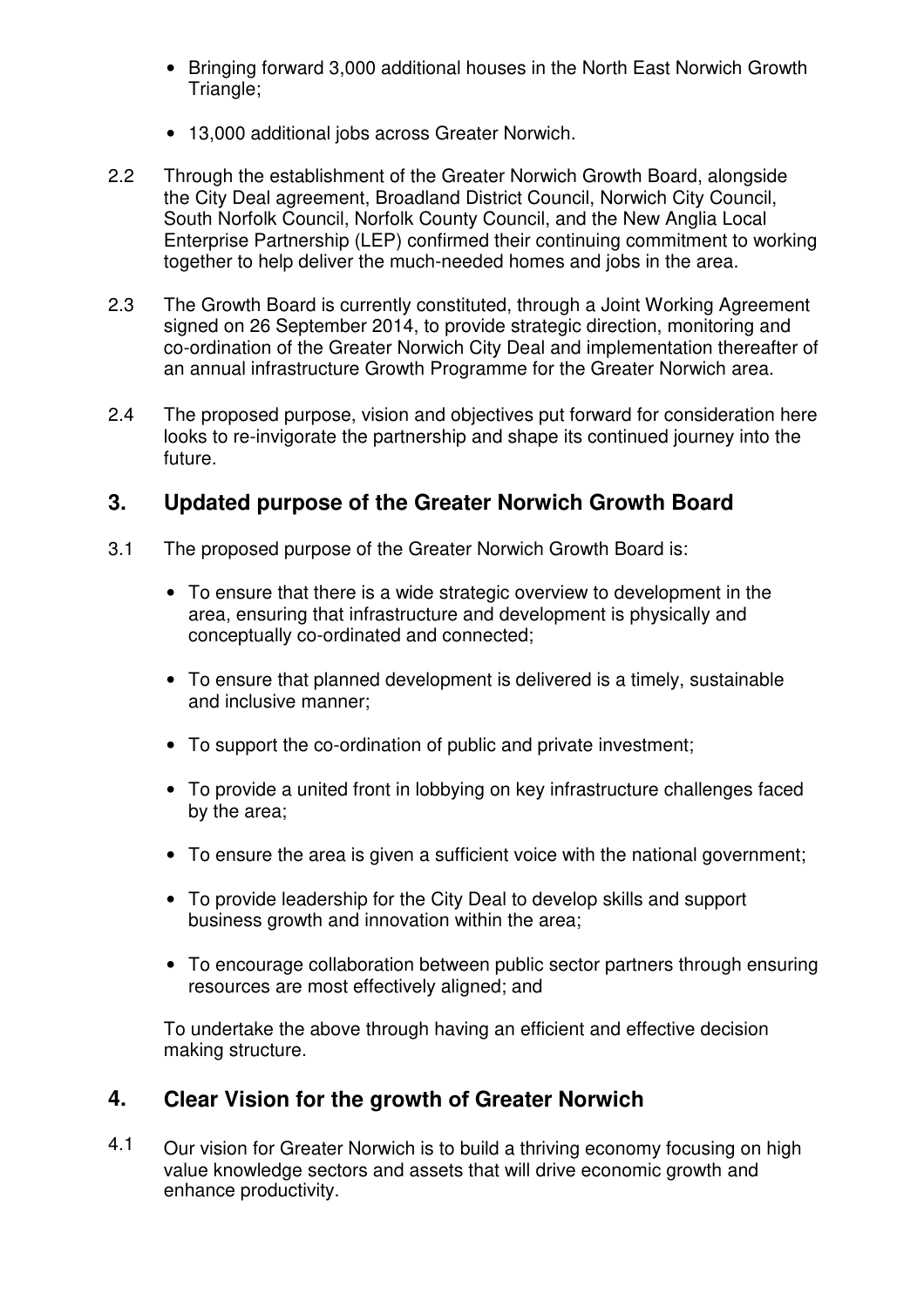- Bringing forward 3,000 additional houses in the North East Norwich Growth Triangle;

- 13,000 additional jobs across Greater Norwich.

2.2 Through the establishment of the Greater Norwich Growth Board, alongside the City Deal agreement, Broadland District Council, Norwich City Council, South Norfolk Council, Norfolk County Council, and the New Anglia Local Enterprise Partnership (LEP) confirmed their continuing commitment to working together to help deliver the much-needed homes and jobs in the area.

2.3 The Growth Board is currently constituted, through a Joint Working Agreement signed on 26 September 2014, to provide strategic direction, monitoring and co-ordination of the Greater Norwich City Deal and implementation thereafter of an annual infrastructure Growth Programme for the Greater Norwich area.

2.4 The proposed purpose, vision and objectives put forward for consideration here looks to re-invigorate the partnership and shape its continued journey into the future.

## 3. Updated purpose of the Greater Norwich Growth Board

3.1 The proposed purpose of the Greater Norwich Growth Board is:

- To ensure that there is a wide strategic overview to development in the area, ensuring that infrastructure and development is physically and conceptually co-ordinated and connected;

- To ensure that planned development is delivered is a timely, sustainable and inclusive manner;

- To support the co-ordination of public and private investment;

- To provide a united front in lobbying on key infrastructure challenges faced by the area;

- To ensure the area is given a sufficient voice with the national government;

- To provide leadership for the City Deal to develop skills and support business growth and innovation within the area;

- To encourage collaboration between public sector partners through ensuring resources are most effectively aligned; and

To undertake the above through having an efficient and effective decision making structure.

## 4. Clear Vision for the growth of Greater Norwich

4.1 Our vision for Greater Norwich is to build a thriving economy focusing on high value knowledge sectors and assets that will drive economic growth and enhance productivity.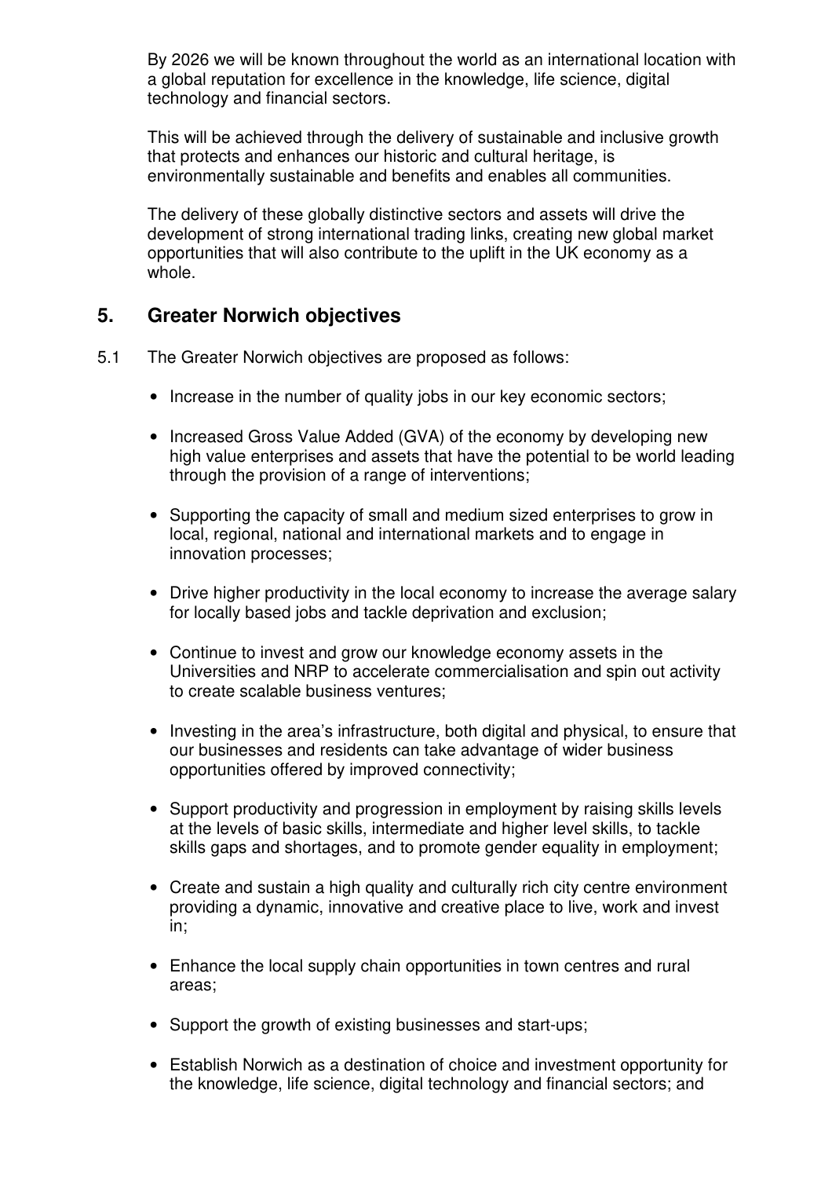By 2026 we will be known throughout the world as an international location with a global reputation for excellence in the knowledge, life science, digital technology and financial sectors.

This will be achieved through the delivery of sustainable and inclusive growth that protects and enhances our historic and cultural heritage, is environmentally sustainable and benefits and enables all communities.

The delivery of these globally distinctive sectors and assets will drive the development of strong international trading links, creating new global market opportunities that will also contribute to the uplift in the UK economy as a whole.

## 5. Greater Norwich objectives

5.1 The Greater Norwich objectives are proposed as follows:

- Increase in the number of quality jobs in our key economic sectors;
- Increased Gross Value Added (GVA) of the economy by developing new high value enterprises and assets that have the potential to be world leading through the provision of a range of interventions;
- Supporting the capacity of small and medium sized enterprises to grow in local, regional, national and international markets and to engage in innovation processes;
- Drive higher productivity in the local economy to increase the average salary for locally based jobs and tackle deprivation and exclusion;
- Continue to invest and grow our knowledge economy assets in the Universities and NRP to accelerate commercialisation and spin out activity to create scalable business ventures;
- Investing in the area's infrastructure, both digital and physical, to ensure that our businesses and residents can take advantage of wider business opportunities offered by improved connectivity;
- Support productivity and progression in employment by raising skills levels at the levels of basic skills, intermediate and higher level skills, to tackle skills gaps and shortages, and to promote gender equality in employment;
- Create and sustain a high quality and culturally rich city centre environment providing a dynamic, innovative and creative place to live, work and invest in;
- Enhance the local supply chain opportunities in town centres and rural areas;
- Support the growth of existing businesses and start-ups;
- Establish Norwich as a destination of choice and investment opportunity for the knowledge, life science, digital technology and financial sectors; and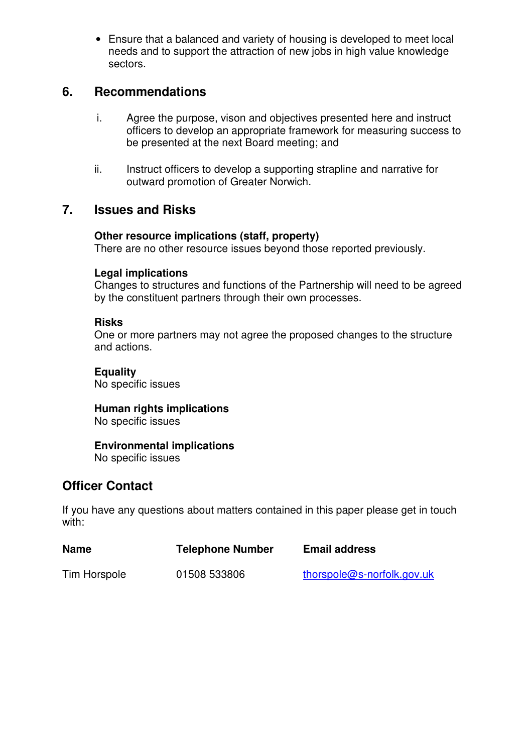- Ensure that a balanced and variety of housing is developed to meet local needs and to support the attraction of new jobs in high value knowledge sectors.

## 6. Recommendations

i. Agree the purpose, vison and objectives presented here and instruct officers to develop an appropriate framework for measuring success to be presented at the next Board meeting; and

ii. Instruct officers to develop a supporting strapline and narrative for outward promotion of Greater Norwich.

## 7. Issues and Risks

**Other resource implications (staff, property)**
There are no other resource issues beyond those reported previously.

**Legal implications**
Changes to structures and functions of the Partnership will need to be agreed by the constituent partners through their own processes.

**Risks**
One or more partners may not agree the proposed changes to the structure and actions.

**Equality**
No specific issues

**Human rights implications**
No specific issues

**Environmental implications**
No specific issues

## Officer Contact

If you have any questions about matters contained in this paper please get in touch with:

| Name | Telephone Number | Email address |
|---|---|---|
| Tim Horspole | 01508 533806 | thorspole@s-norfolk.gov.uk |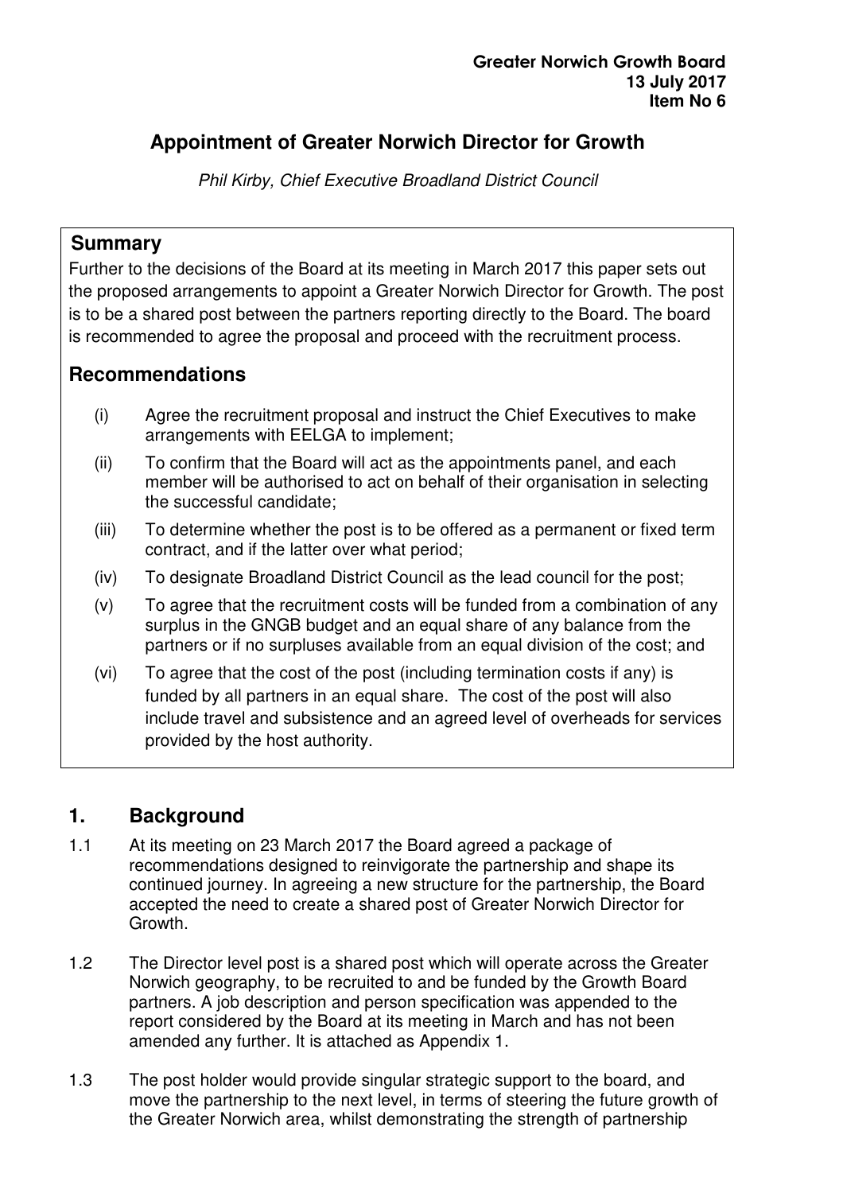**Greater Norwich Growth Board**
**13 July 2017**
**Item No 6**

# Appointment of Greater Norwich Director for Growth

*Phil Kirby, Chief Executive Broadland District Council*

## Summary

Further to the decisions of the Board at its meeting in March 2017 this paper sets out the proposed arrangements to appoint a Greater Norwich Director for Growth. The post is to be a shared post between the partners reporting directly to the Board. The board is recommended to agree the proposal and proceed with the recruitment process.

## Recommendations

(i) Agree the recruitment proposal and instruct the Chief Executives to make arrangements with EELGA to implement;

(ii) To confirm that the Board will act as the appointments panel, and each member will be authorised to act on behalf of their organisation in selecting the successful candidate;

(iii) To determine whether the post is to be offered as a permanent or fixed term contract, and if the latter over what period;

(iv) To designate Broadland District Council as the lead council for the post;

(v) To agree that the recruitment costs will be funded from a combination of any surplus in the GNGB budget and an equal share of any balance from the partners or if no surpluses available from an equal division of the cost; and

(vi) To agree that the cost of the post (including termination costs if any) is funded by all partners in an equal share. The cost of the post will also include travel and subsistence and an agreed level of overheads for services provided by the host authority.

## 1. Background

1.1 At its meeting on 23 March 2017 the Board agreed a package of recommendations designed to reinvigorate the partnership and shape its continued journey. In agreeing a new structure for the partnership, the Board accepted the need to create a shared post of Greater Norwich Director for Growth.

1.2 The Director level post is a shared post which will operate across the Greater Norwich geography, to be recruited to and be funded by the Growth Board partners. A job description and person specification was appended to the report considered by the Board at its meeting in March and has not been amended any further. It is attached as Appendix 1.

1.3 The post holder would provide singular strategic support to the board, and move the partnership to the next level, in terms of steering the future growth of the Greater Norwich area, whilst demonstrating the strength of partnership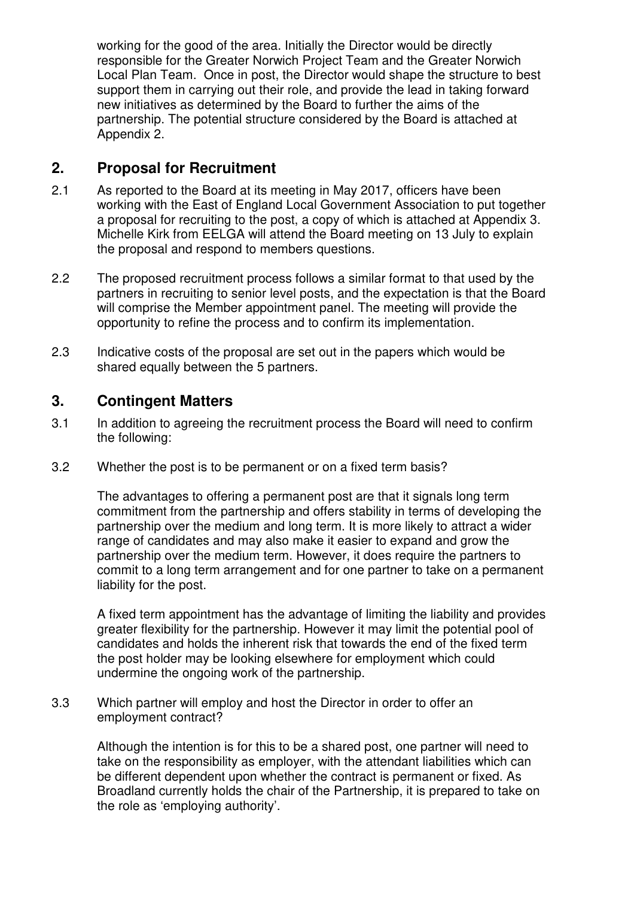working for the good of the area. Initially the Director would be directly responsible for the Greater Norwich Project Team and the Greater Norwich Local Plan Team. Once in post, the Director would shape the structure to best support them in carrying out their role, and provide the lead in taking forward new initiatives as determined by the Board to further the aims of the partnership. The potential structure considered by the Board is attached at Appendix 2.

## 2. Proposal for Recruitment

2.1 As reported to the Board at its meeting in May 2017, officers have been working with the East of England Local Government Association to put together a proposal for recruiting to the post, a copy of which is attached at Appendix 3. Michelle Kirk from EELGA will attend the Board meeting on 13 July to explain the proposal and respond to members questions.

2.2 The proposed recruitment process follows a similar format to that used by the partners in recruiting to senior level posts, and the expectation is that the Board will comprise the Member appointment panel. The meeting will provide the opportunity to refine the process and to confirm its implementation.

2.3 Indicative costs of the proposal are set out in the papers which would be shared equally between the 5 partners.

## 3. Contingent Matters

3.1 In addition to agreeing the recruitment process the Board will need to confirm the following:

3.2 Whether the post is to be permanent or on a fixed term basis?

The advantages to offering a permanent post are that it signals long term commitment from the partnership and offers stability in terms of developing the partnership over the medium and long term. It is more likely to attract a wider range of candidates and may also make it easier to expand and grow the partnership over the medium term. However, it does require the partners to commit to a long term arrangement and for one partner to take on a permanent liability for the post.

A fixed term appointment has the advantage of limiting the liability and provides greater flexibility for the partnership. However it may limit the potential pool of candidates and holds the inherent risk that towards the end of the fixed term the post holder may be looking elsewhere for employment which could undermine the ongoing work of the partnership.

3.3 Which partner will employ and host the Director in order to offer an employment contract?

Although the intention is for this to be a shared post, one partner will need to take on the responsibility as employer, with the attendant liabilities which can be different dependent upon whether the contract is permanent or fixed. As Broadland currently holds the chair of the Partnership, it is prepared to take on the role as 'employing authority'.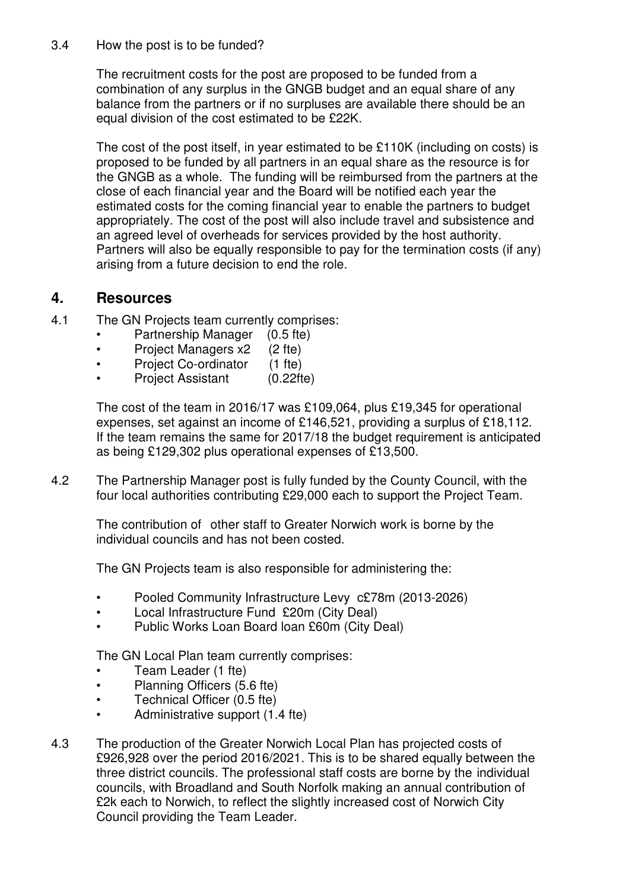3.4 How the post is to be funded?

The recruitment costs for the post are proposed to be funded from a combination of any surplus in the GNGB budget and an equal share of any balance from the partners or if no surpluses are available there should be an equal division of the cost estimated to be £22K.

The cost of the post itself, in year estimated to be £110K (including on costs) is proposed to be funded by all partners in an equal share as the resource is for the GNGB as a whole. The funding will be reimbursed from the partners at the close of each financial year and the Board will be notified each year the estimated costs for the coming financial year to enable the partners to budget appropriately. The cost of the post will also include travel and subsistence and an agreed level of overheads for services provided by the host authority. Partners will also be equally responsible to pay for the termination costs (if any) arising from a future decision to end the role.

## 4. Resources

4.1 The GN Projects team currently comprises:

- Partnership Manager (0.5 fte)
- Project Managers x2 (2 fte)
- Project Co-ordinator (1 fte)
- Project Assistant (0.22fte)

The cost of the team in 2016/17 was £109,064, plus £19,345 for operational expenses, set against an income of £146,521, providing a surplus of £18,112. If the team remains the same for 2017/18 the budget requirement is anticipated as being £129,302 plus operational expenses of £13,500.

4.2 The Partnership Manager post is fully funded by the County Council, with the four local authorities contributing £29,000 each to support the Project Team.

The contribution of other staff to Greater Norwich work is borne by the individual councils and has not been costed.

The GN Projects team is also responsible for administering the:

- Pooled Community Infrastructure Levy c£78m (2013-2026)
- Local Infrastructure Fund £20m (City Deal)
- Public Works Loan Board loan £60m (City Deal)

The GN Local Plan team currently comprises:

- Team Leader (1 fte)
- Planning Officers (5.6 fte)
- Technical Officer (0.5 fte)
- Administrative support (1.4 fte)

4.3 The production of the Greater Norwich Local Plan has projected costs of £926,928 over the period 2016/2021. This is to be shared equally between the three district councils. The professional staff costs are borne by the individual councils, with Broadland and South Norfolk making an annual contribution of £2k each to Norwich, to reflect the slightly increased cost of Norwich City Council providing the Team Leader.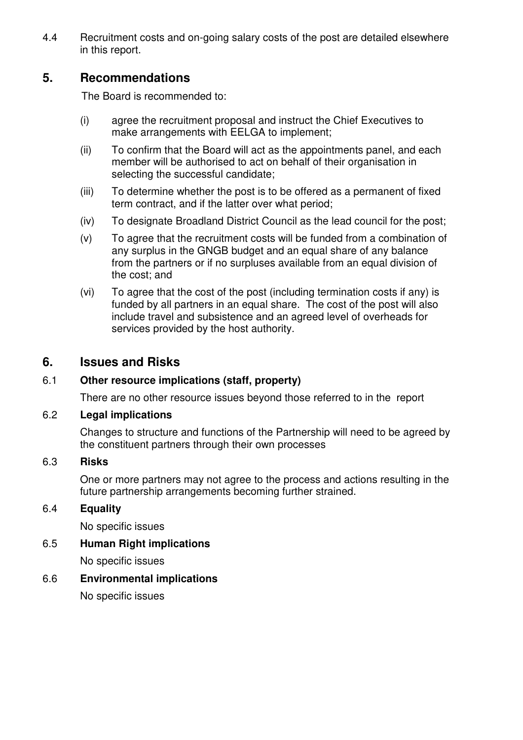4.4 Recruitment costs and on-going salary costs of the post are detailed elsewhere in this report.

## 5. Recommendations

The Board is recommended to:

(i) agree the recruitment proposal and instruct the Chief Executives to make arrangements with EELGA to implement;

(ii) To confirm that the Board will act as the appointments panel, and each member will be authorised to act on behalf of their organisation in selecting the successful candidate;

(iii) To determine whether the post is to be offered as a permanent of fixed term contract, and if the latter over what period;

(iv) To designate Broadland District Council as the lead council for the post;

(v) To agree that the recruitment costs will be funded from a combination of any surplus in the GNGB budget and an equal share of any balance from the partners or if no surpluses available from an equal division of the cost; and

(vi) To agree that the cost of the post (including termination costs if any) is funded by all partners in an equal share. The cost of the post will also include travel and subsistence and an agreed level of overheads for services provided by the host authority.

## 6. Issues and Risks

6.1 **Other resource implications (staff, property)**

There are no other resource issues beyond those referred to in the report

6.2 **Legal implications**

Changes to structure and functions of the Partnership will need to be agreed by the constituent partners through their own processes

6.3 **Risks**

One or more partners may not agree to the process and actions resulting in the future partnership arrangements becoming further strained.

6.4 **Equality**

No specific issues

6.5 **Human Right implications**

No specific issues

6.6 **Environmental implications**

No specific issues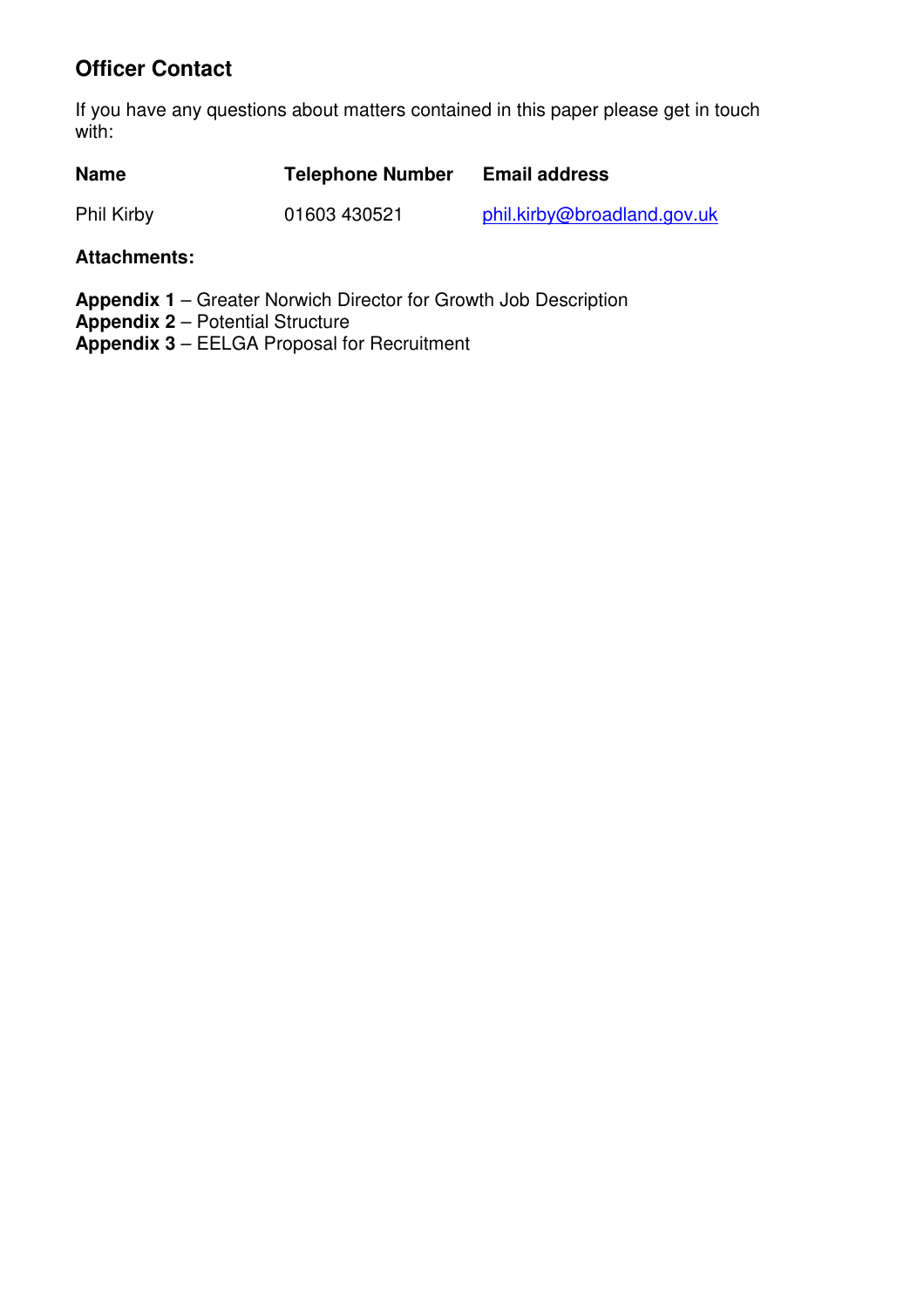## Officer Contact

If you have any questions about matters contained in this paper please get in touch with:

| Name | Telephone Number | Email address |
|---|---|---|
| Phil Kirby | 01603 430521 | phil.kirby@broadland.gov.uk |

**Attachments:**

**Appendix 1** – Greater Norwich Director for Growth Job Description
**Appendix 2** – Potential Structure
**Appendix 3** – EELGA Proposal for Recruitment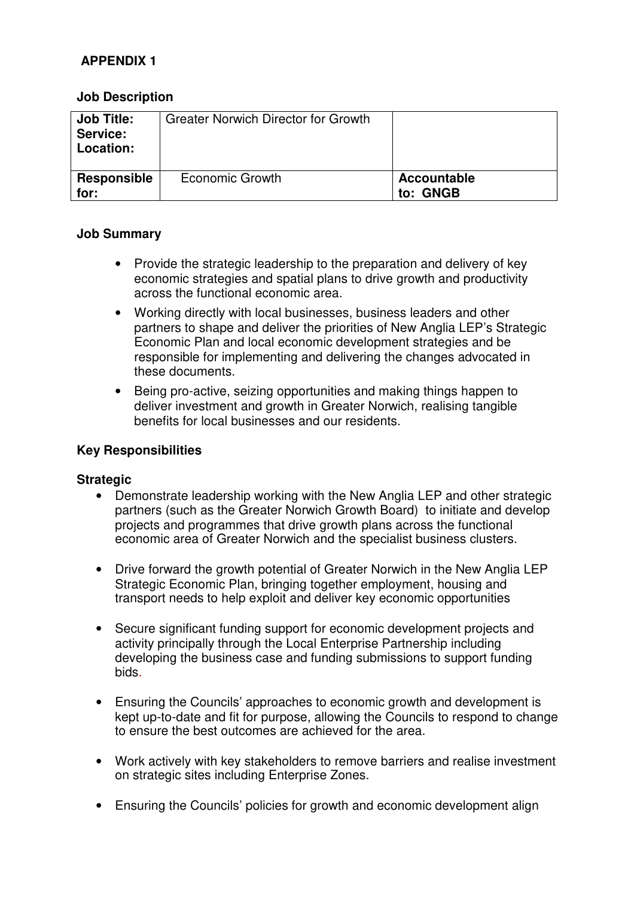**APPENDIX 1**

**Job Description**

| | | |
|---|---|---|
| **Job Title:**<br>**Service:**<br>**Location:** | Greater Norwich Director for Growth | |
| **Responsible for:** | Economic Growth | **Accountable to: GNGB** |

**Job Summary**

- Provide the strategic leadership to the preparation and delivery of key economic strategies and spatial plans to drive growth and productivity across the functional economic area.
- Working directly with local businesses, business leaders and other partners to shape and deliver the priorities of New Anglia LEP's Strategic Economic Plan and local economic development strategies and be responsible for implementing and delivering the changes advocated in these documents.
- Being pro-active, seizing opportunities and making things happen to deliver investment and growth in Greater Norwich, realising tangible benefits for local businesses and our residents.

**Key Responsibilities**

**Strategic**

- Demonstrate leadership working with the New Anglia LEP and other strategic partners (such as the Greater Norwich Growth Board) to initiate and develop projects and programmes that drive growth plans across the functional economic area of Greater Norwich and the specialist business clusters.
- Drive forward the growth potential of Greater Norwich in the New Anglia LEP Strategic Economic Plan, bringing together employment, housing and transport needs to help exploit and deliver key economic opportunities
- Secure significant funding support for economic development projects and activity principally through the Local Enterprise Partnership including developing the business case and funding submissions to support funding bids.
- Ensuring the Councils' approaches to economic growth and development is kept up-to-date and fit for purpose, allowing the Councils to respond to change to ensure the best outcomes are achieved for the area.
- Work actively with key stakeholders to remove barriers and realise investment on strategic sites including Enterprise Zones.
- Ensuring the Councils' policies for growth and economic development align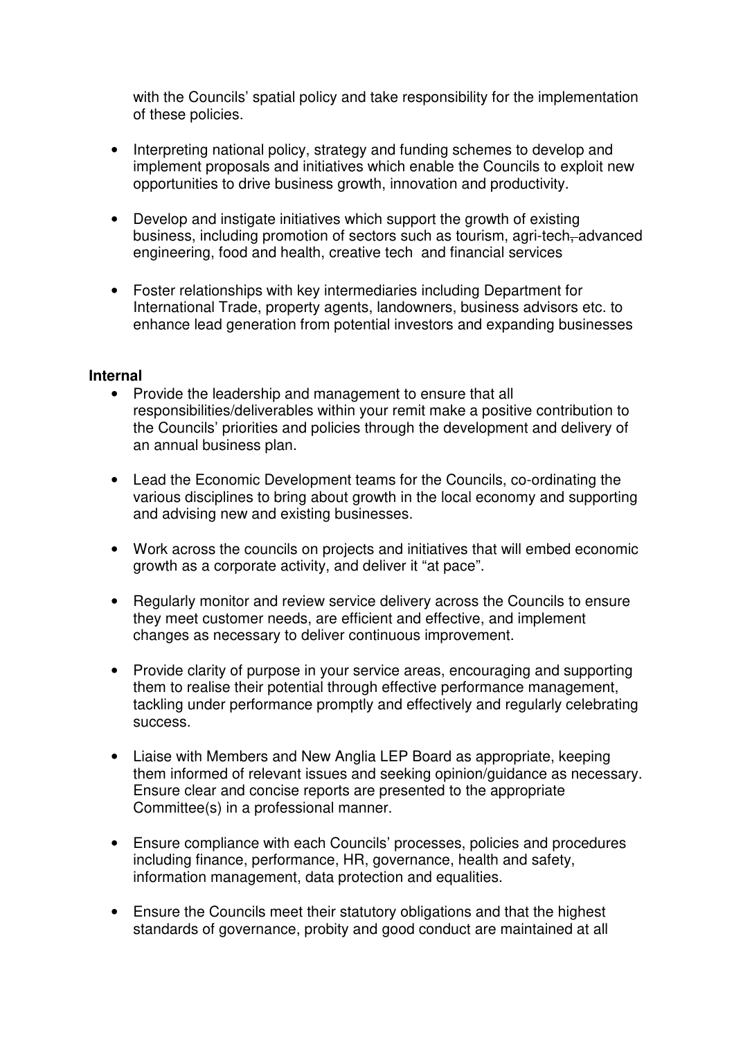with the Councils' spatial policy and take responsibility for the implementation of these policies.

- Interpreting national policy, strategy and funding schemes to develop and implement proposals and initiatives which enable the Councils to exploit new opportunities to drive business growth, innovation and productivity.

- Develop and instigate initiatives which support the growth of existing business, including promotion of sectors such as tourism, agri-tech, advanced engineering, food and health, creative tech and financial services

- Foster relationships with key intermediaries including Department for International Trade, property agents, landowners, business advisors etc. to enhance lead generation from potential investors and expanding businesses

**Internal**

- Provide the leadership and management to ensure that all responsibilities/deliverables within your remit make a positive contribution to the Councils' priorities and policies through the development and delivery of an annual business plan.

- Lead the Economic Development teams for the Councils, co-ordinating the various disciplines to bring about growth in the local economy and supporting and advising new and existing businesses.

- Work across the councils on projects and initiatives that will embed economic growth as a corporate activity, and deliver it "at pace".

- Regularly monitor and review service delivery across the Councils to ensure they meet customer needs, are efficient and effective, and implement changes as necessary to deliver continuous improvement.

- Provide clarity of purpose in your service areas, encouraging and supporting them to realise their potential through effective performance management, tackling under performance promptly and effectively and regularly celebrating success.

- Liaise with Members and New Anglia LEP Board as appropriate, keeping them informed of relevant issues and seeking opinion/guidance as necessary. Ensure clear and concise reports are presented to the appropriate Committee(s) in a professional manner.

- Ensure compliance with each Councils' processes, policies and procedures including finance, performance, HR, governance, health and safety, information management, data protection and equalities.

- Ensure the Councils meet their statutory obligations and that the highest standards of governance, probity and good conduct are maintained at all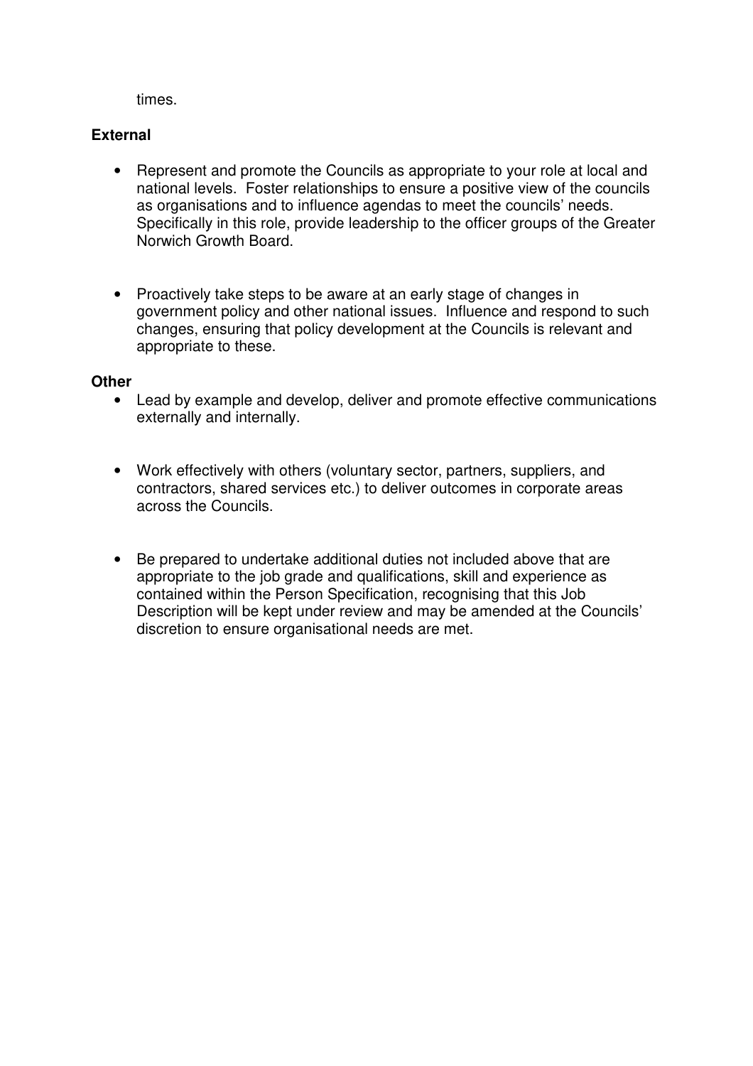times.

**External**

- Represent and promote the Councils as appropriate to your role at local and national levels. Foster relationships to ensure a positive view of the councils as organisations and to influence agendas to meet the councils' needs. Specifically in this role, provide leadership to the officer groups of the Greater Norwich Growth Board.

- Proactively take steps to be aware at an early stage of changes in government policy and other national issues. Influence and respond to such changes, ensuring that policy development at the Councils is relevant and appropriate to these.

**Other**

- Lead by example and develop, deliver and promote effective communications externally and internally.

- Work effectively with others (voluntary sector, partners, suppliers, and contractors, shared services etc.) to deliver outcomes in corporate areas across the Councils.

- Be prepared to undertake additional duties not included above that are appropriate to the job grade and qualifications, skill and experience as contained within the Person Specification, recognising that this Job Description will be kept under review and may be amended at the Councils' discretion to ensure organisational needs are met.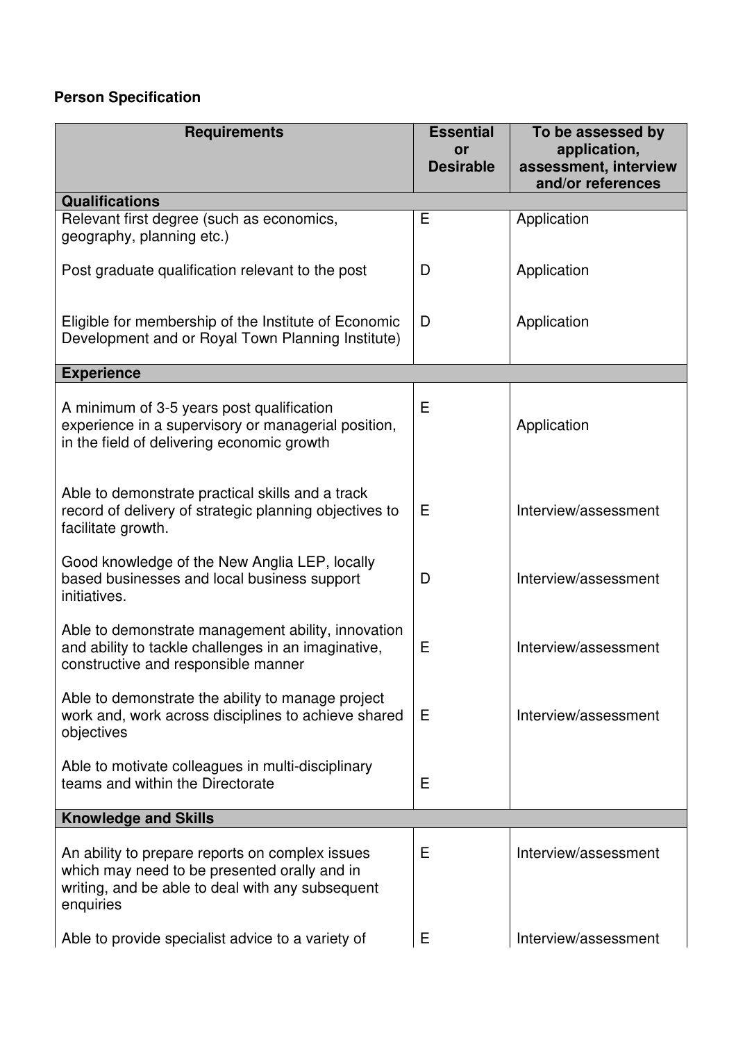**Person Specification**

| Requirements | Essential or Desirable | To be assessed by application, assessment, interview and/or references |
|---|---|---|
| **Qualifications** | | |
| Relevant first degree (such as economics, geography, planning etc.) | E | Application |
| Post graduate qualification relevant to the post | D | Application |
| Eligible for membership of the Institute of Economic Development and or Royal Town Planning Institute) | D | Application |
| **Experience** | | |
| A minimum of 3-5 years post qualification experience in a supervisory or managerial position, in the field of delivering economic growth | E | Application |
| Able to demonstrate practical skills and a track record of delivery of strategic planning objectives to facilitate growth. | E | Interview/assessment |
| Good knowledge of the New Anglia LEP, locally based businesses and local business support initiatives. | D | Interview/assessment |
| Able to demonstrate management ability, innovation and ability to tackle challenges in an imaginative, constructive and responsible manner | E | Interview/assessment |
| Able to demonstrate the ability to manage project work and, work across disciplines to achieve shared objectives | E | Interview/assessment |
| Able to motivate colleagues in multi-disciplinary teams and within the Directorate | E | |
| **Knowledge and Skills** | | |
| An ability to prepare reports on complex issues which may need to be presented orally and in writing, and be able to deal with any subsequent enquiries | E | Interview/assessment |
| Able to provide specialist advice to a variety of | E | Interview/assessment |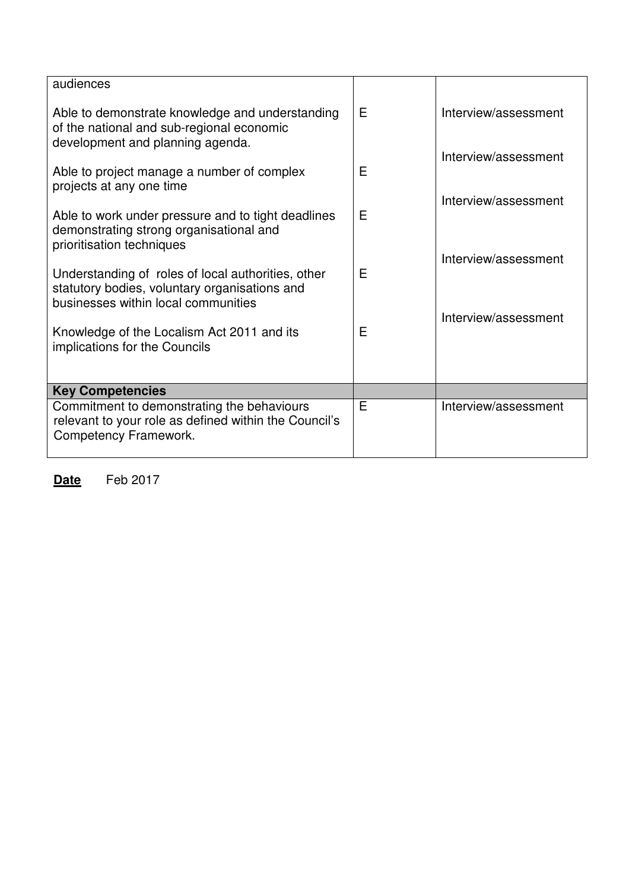| | | |
|---|---|---|
| audiences | | |
| Able to demonstrate knowledge and understanding of the national and sub-regional economic development and planning agenda. | E | Interview/assessment |
| Able to project manage a number of complex projects at any one time | E | Interview/assessment |
| Able to work under pressure and to tight deadlines demonstrating strong organisational and prioritisation techniques | E | Interview/assessment |
| Understanding of roles of local authorities, other statutory bodies, voluntary organisations and businesses within local communities | E | Interview/assessment |
| Knowledge of the Localism Act 2011 and its implications for the Councils | E | Interview/assessment |
| **Key Competencies** | | |
| Commitment to demonstrating the behaviours relevant to your role as defined within the Council's Competency Framework. | E | Interview/assessment |

**Date** Feb 2017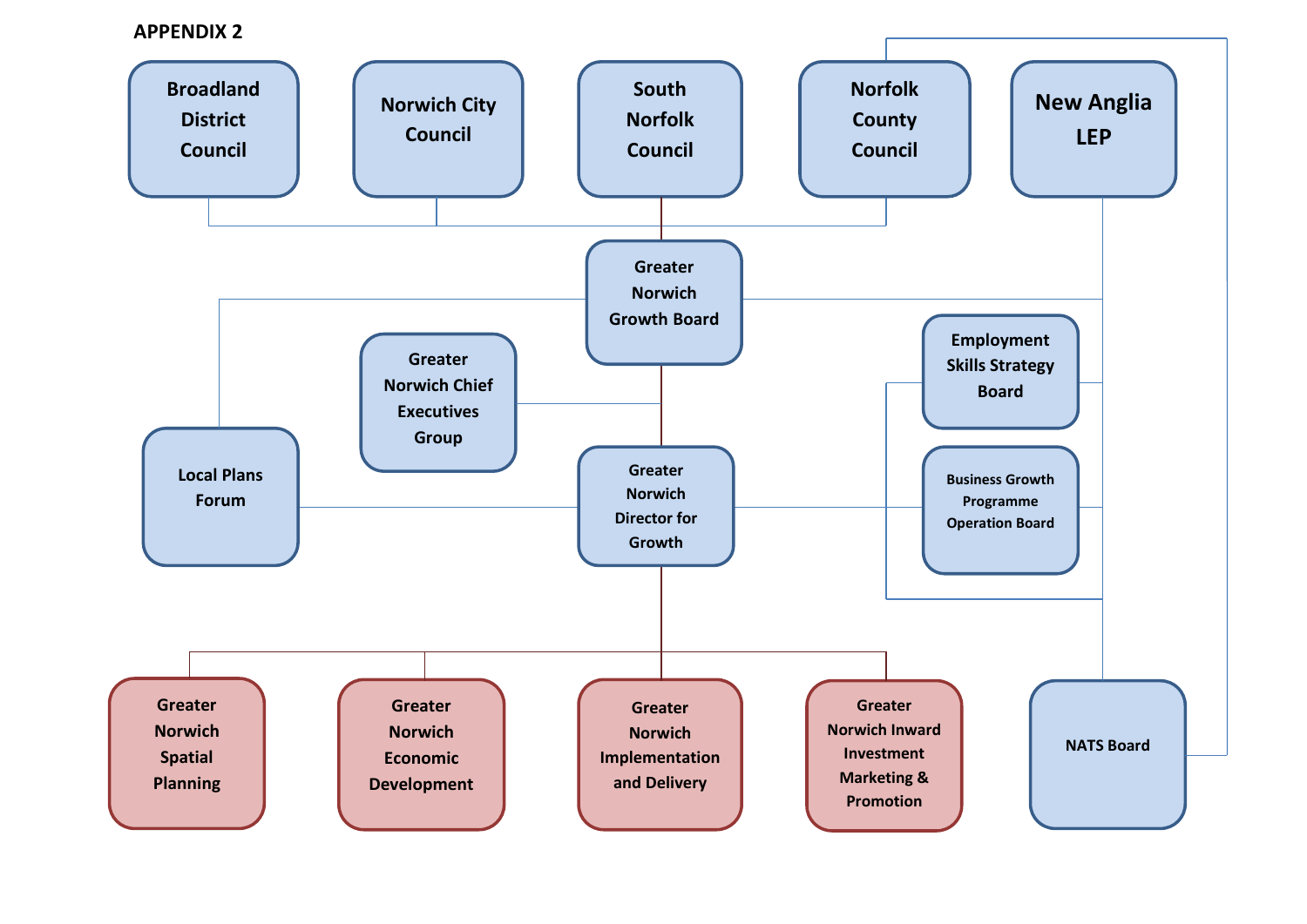APPENDIX 2

Broadland District Council

Norwich City Council

South Norfolk Council

Norfolk County Council

New Anglia LEP

Greater Norwich Growth Board

Employment Skills Strategy Board

Greater Norwich Chief Executives Group

Local Plans Forum

Greater Norwich Director for Growth

Business Growth Programme Operation Board

Greater Norwich Spatial Planning

Greater Norwich Economic Development

Greater Norwich Implementation and Delivery

Greater Norwich Inward Investment Marketing & Promotion

NATS Board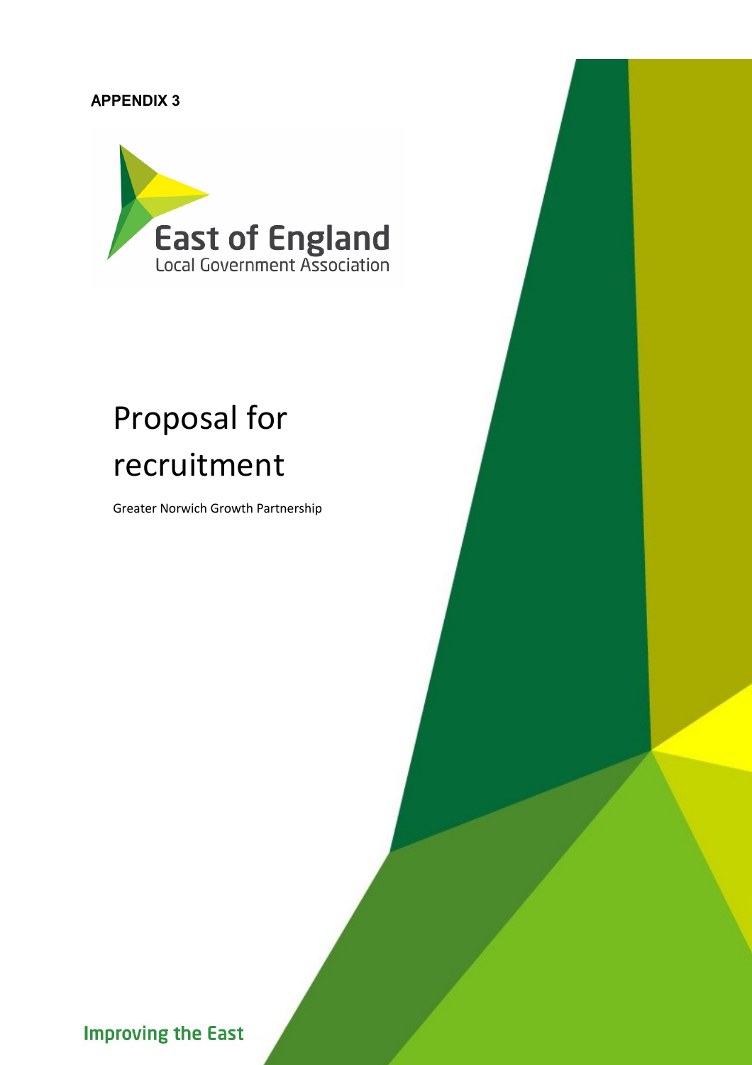**APPENDIX 3**

East of England
Local Government Association

# Proposal for recruitment

Greater Norwich Growth Partnership

Improving the East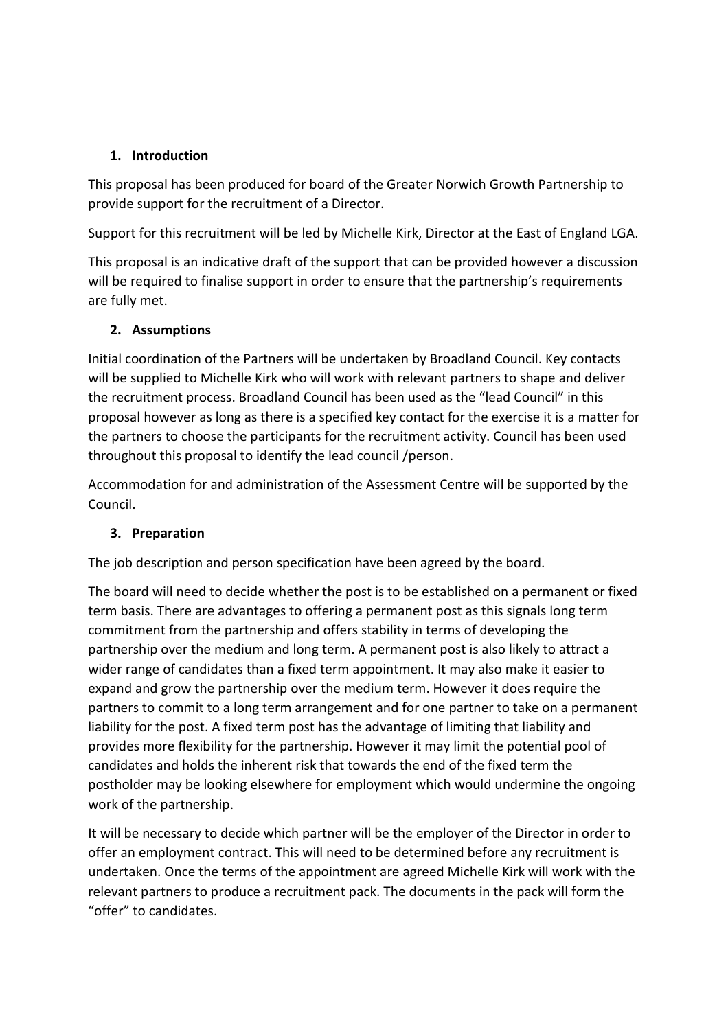## 1. Introduction

This proposal has been produced for board of the Greater Norwich Growth Partnership to provide support for the recruitment of a Director.

Support for this recruitment will be led by Michelle Kirk, Director at the East of England LGA.

This proposal is an indicative draft of the support that can be provided however a discussion will be required to finalise support in order to ensure that the partnership's requirements are fully met.

## 2. Assumptions

Initial coordination of the Partners will be undertaken by Broadland Council. Key contacts will be supplied to Michelle Kirk who will work with relevant partners to shape and deliver the recruitment process. Broadland Council has been used as the "lead Council" in this proposal however as long as there is a specified key contact for the exercise it is a matter for the partners to choose the participants for the recruitment activity. Council has been used throughout this proposal to identify the lead council /person.

Accommodation for and administration of the Assessment Centre will be supported by the Council.

## 3. Preparation

The job description and person specification have been agreed by the board.

The board will need to decide whether the post is to be established on a permanent or fixed term basis. There are advantages to offering a permanent post as this signals long term commitment from the partnership and offers stability in terms of developing the partnership over the medium and long term. A permanent post is also likely to attract a wider range of candidates than a fixed term appointment. It may also make it easier to expand and grow the partnership over the medium term. However it does require the partners to commit to a long term arrangement and for one partner to take on a permanent liability for the post. A fixed term post has the advantage of limiting that liability and provides more flexibility for the partnership. However it may limit the potential pool of candidates and holds the inherent risk that towards the end of the fixed term the postholder may be looking elsewhere for employment which would undermine the ongoing work of the partnership.

It will be necessary to decide which partner will be the employer of the Director in order to offer an employment contract. This will need to be determined before any recruitment is undertaken. Once the terms of the appointment are agreed Michelle Kirk will work with the relevant partners to produce a recruitment pack. The documents in the pack will form the "offer" to candidates.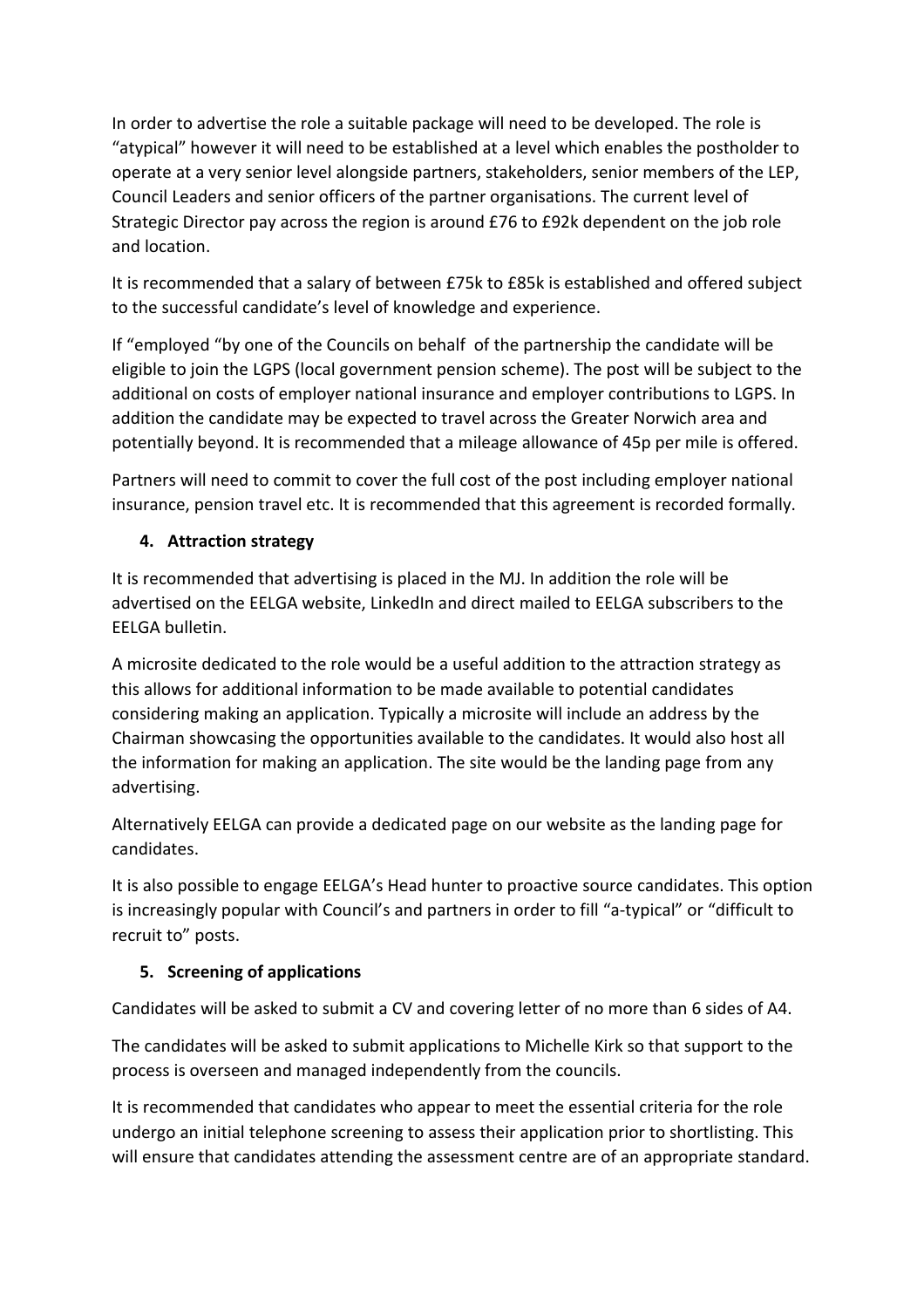In order to advertise the role a suitable package will need to be developed. The role is "atypical" however it will need to be established at a level which enables the postholder to operate at a very senior level alongside partners, stakeholders, senior members of the LEP, Council Leaders and senior officers of the partner organisations. The current level of Strategic Director pay across the region is around £76 to £92k dependent on the job role and location.

It is recommended that a salary of between £75k to £85k is established and offered subject to the successful candidate's level of knowledge and experience.

If "employed "by one of the Councils on behalf of the partnership the candidate will be eligible to join the LGPS (local government pension scheme). The post will be subject to the additional on costs of employer national insurance and employer contributions to LGPS. In addition the candidate may be expected to travel across the Greater Norwich area and potentially beyond. It is recommended that a mileage allowance of 45p per mile is offered.

Partners will need to commit to cover the full cost of the post including employer national insurance, pension travel etc. It is recommended that this agreement is recorded formally.

### 4. Attraction strategy

It is recommended that advertising is placed in the MJ. In addition the role will be advertised on the EELGA website, LinkedIn and direct mailed to EELGA subscribers to the EELGA bulletin.

A microsite dedicated to the role would be a useful addition to the attraction strategy as this allows for additional information to be made available to potential candidates considering making an application. Typically a microsite will include an address by the Chairman showcasing the opportunities available to the candidates. It would also host all the information for making an application. The site would be the landing page from any advertising.

Alternatively EELGA can provide a dedicated page on our website as the landing page for candidates.

It is also possible to engage EELGA's Head hunter to proactive source candidates. This option is increasingly popular with Council's and partners in order to fill "a-typical" or "difficult to recruit to" posts.

### 5. Screening of applications

Candidates will be asked to submit a CV and covering letter of no more than 6 sides of A4.

The candidates will be asked to submit applications to Michelle Kirk so that support to the process is overseen and managed independently from the councils.

It is recommended that candidates who appear to meet the essential criteria for the role undergo an initial telephone screening to assess their application prior to shortlisting. This will ensure that candidates attending the assessment centre are of an appropriate standard.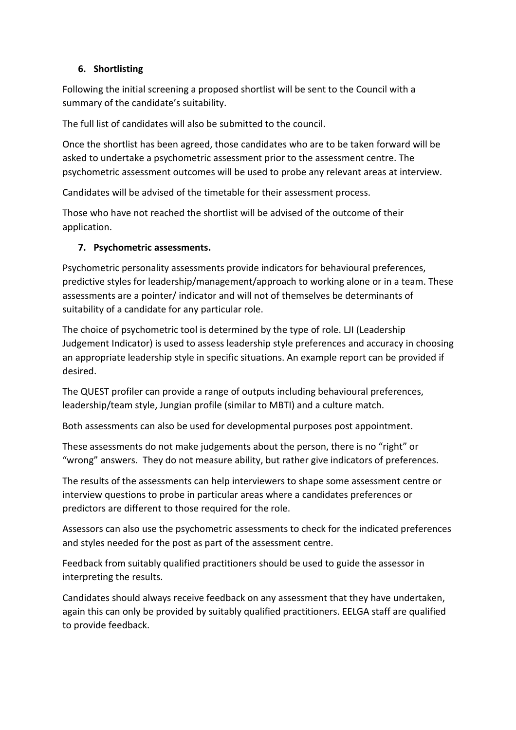## 6. Shortlisting

Following the initial screening a proposed shortlist will be sent to the Council with a summary of the candidate's suitability.

The full list of candidates will also be submitted to the council.

Once the shortlist has been agreed, those candidates who are to be taken forward will be asked to undertake a psychometric assessment prior to the assessment centre. The psychometric assessment outcomes will be used to probe any relevant areas at interview.

Candidates will be advised of the timetable for their assessment process.

Those who have not reached the shortlist will be advised of the outcome of their application.

## 7. Psychometric assessments.

Psychometric personality assessments provide indicators for behavioural preferences, predictive styles for leadership/management/approach to working alone or in a team. These assessments are a pointer/ indicator and will not of themselves be determinants of suitability of a candidate for any particular role.

The choice of psychometric tool is determined by the type of role. LJI (Leadership Judgement Indicator) is used to assess leadership style preferences and accuracy in choosing an appropriate leadership style in specific situations. An example report can be provided if desired.

The QUEST profiler can provide a range of outputs including behavioural preferences, leadership/team style, Jungian profile (similar to MBTI) and a culture match.

Both assessments can also be used for developmental purposes post appointment.

These assessments do not make judgements about the person, there is no "right" or "wrong" answers. They do not measure ability, but rather give indicators of preferences.

The results of the assessments can help interviewers to shape some assessment centre or interview questions to probe in particular areas where a candidates preferences or predictors are different to those required for the role.

Assessors can also use the psychometric assessments to check for the indicated preferences and styles needed for the post as part of the assessment centre.

Feedback from suitably qualified practitioners should be used to guide the assessor in interpreting the results.

Candidates should always receive feedback on any assessment that they have undertaken, again this can only be provided by suitably qualified practitioners. EELGA staff are qualified to provide feedback.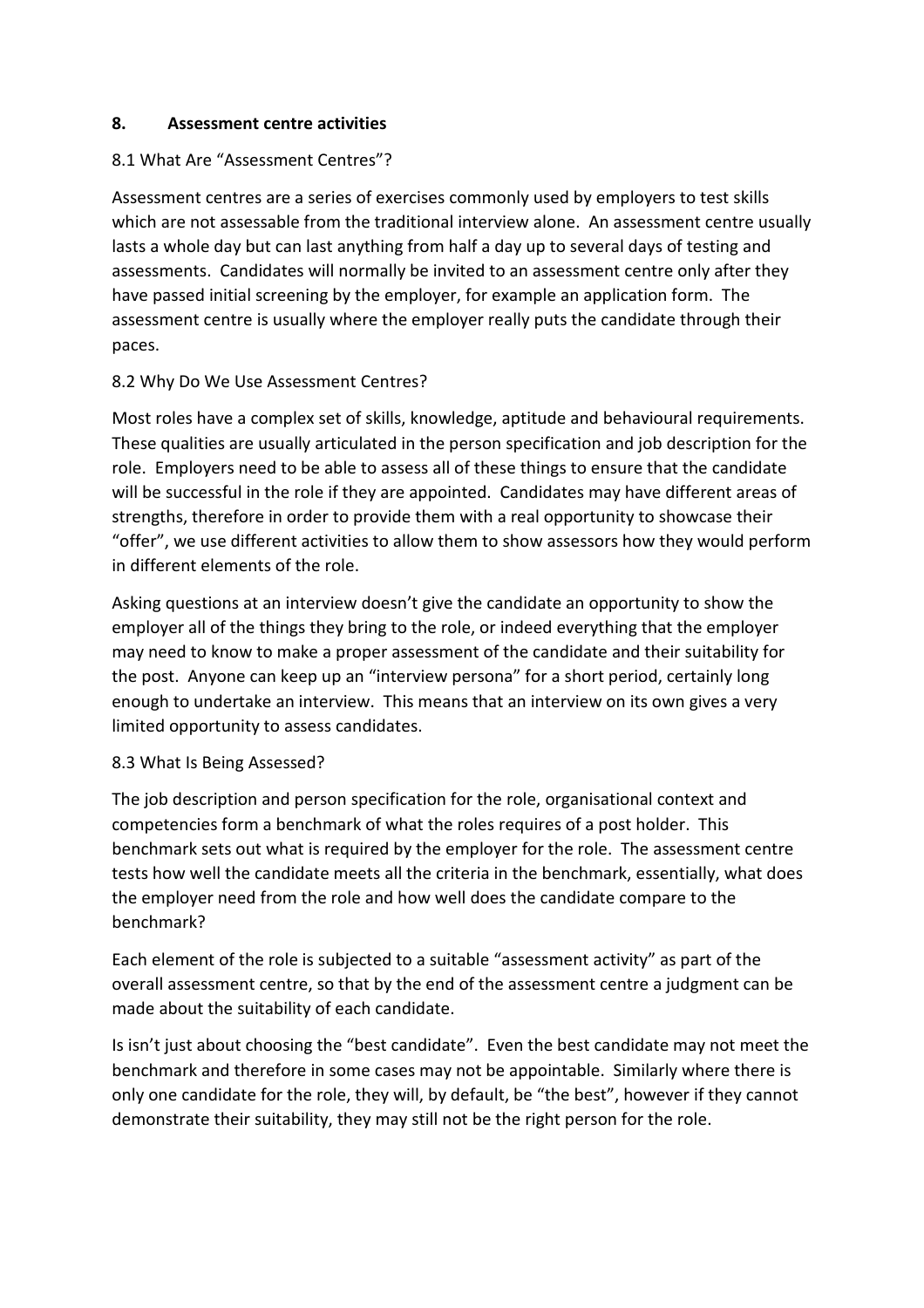## 8. Assessment centre activities

### 8.1 What Are "Assessment Centres"?

Assessment centres are a series of exercises commonly used by employers to test skills which are not assessable from the traditional interview alone. An assessment centre usually lasts a whole day but can last anything from half a day up to several days of testing and assessments. Candidates will normally be invited to an assessment centre only after they have passed initial screening by the employer, for example an application form. The assessment centre is usually where the employer really puts the candidate through their paces.

### 8.2 Why Do We Use Assessment Centres?

Most roles have a complex set of skills, knowledge, aptitude and behavioural requirements. These qualities are usually articulated in the person specification and job description for the role. Employers need to be able to assess all of these things to ensure that the candidate will be successful in the role if they are appointed. Candidates may have different areas of strengths, therefore in order to provide them with a real opportunity to showcase their "offer", we use different activities to allow them to show assessors how they would perform in different elements of the role.

Asking questions at an interview doesn't give the candidate an opportunity to show the employer all of the things they bring to the role, or indeed everything that the employer may need to know to make a proper assessment of the candidate and their suitability for the post. Anyone can keep up an "interview persona" for a short period, certainly long enough to undertake an interview. This means that an interview on its own gives a very limited opportunity to assess candidates.

### 8.3 What Is Being Assessed?

The job description and person specification for the role, organisational context and competencies form a benchmark of what the roles requires of a post holder. This benchmark sets out what is required by the employer for the role. The assessment centre tests how well the candidate meets all the criteria in the benchmark, essentially, what does the employer need from the role and how well does the candidate compare to the benchmark?

Each element of the role is subjected to a suitable "assessment activity" as part of the overall assessment centre, so that by the end of the assessment centre a judgment can be made about the suitability of each candidate.

Is isn't just about choosing the "best candidate". Even the best candidate may not meet the benchmark and therefore in some cases may not be appointable. Similarly where there is only one candidate for the role, they will, by default, be "the best", however if they cannot demonstrate their suitability, they may still not be the right person for the role.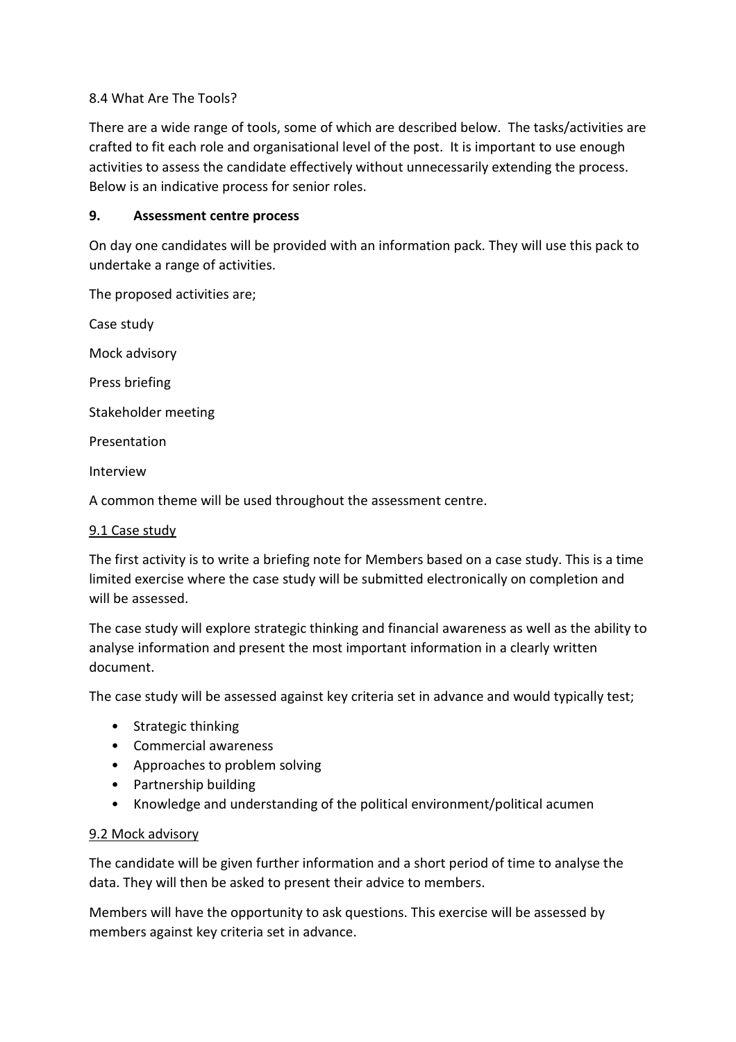8.4 What Are The Tools?

There are a wide range of tools, some of which are described below. The tasks/activities are crafted to fit each role and organisational level of the post. It is important to use enough activities to assess the candidate effectively without unnecessarily extending the process. Below is an indicative process for senior roles.

## 9. Assessment centre process

On day one candidates will be provided with an information pack. They will use this pack to undertake a range of activities.

The proposed activities are;

Case study

Mock advisory

Press briefing

Stakeholder meeting

Presentation

Interview

A common theme will be used throughout the assessment centre.

### 9.1 Case study

The first activity is to write a briefing note for Members based on a case study. This is a time limited exercise where the case study will be submitted electronically on completion and will be assessed.

The case study will explore strategic thinking and financial awareness as well as the ability to analyse information and present the most important information in a clearly written document.

The case study will be assessed against key criteria set in advance and would typically test;

- Strategic thinking
- Commercial awareness
- Approaches to problem solving
- Partnership building
- Knowledge and understanding of the political environment/political acumen

### 9.2 Mock advisory

The candidate will be given further information and a short period of time to analyse the data. They will then be asked to present their advice to members.

Members will have the opportunity to ask questions. This exercise will be assessed by members against key criteria set in advance.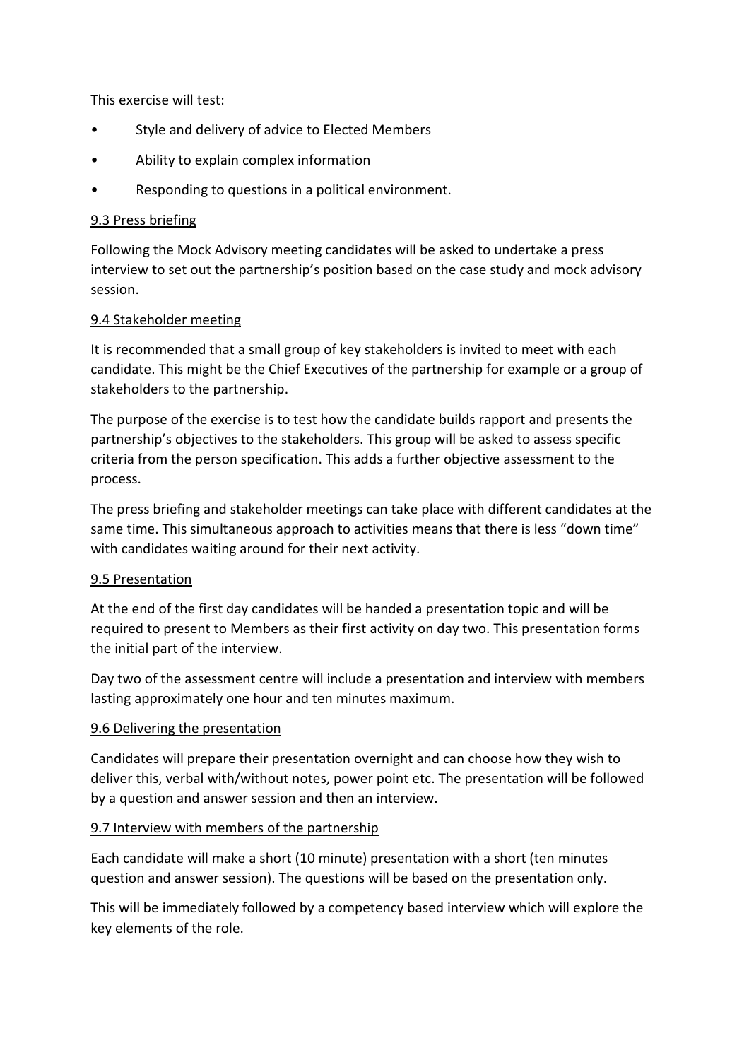This exercise will test:

- Style and delivery of advice to Elected Members
- Ability to explain complex information
- Responding to questions in a political environment.

### 9.3 Press briefing

Following the Mock Advisory meeting candidates will be asked to undertake a press interview to set out the partnership's position based on the case study and mock advisory session.

### 9.4 Stakeholder meeting

It is recommended that a small group of key stakeholders is invited to meet with each candidate. This might be the Chief Executives of the partnership for example or a group of stakeholders to the partnership.

The purpose of the exercise is to test how the candidate builds rapport and presents the partnership's objectives to the stakeholders. This group will be asked to assess specific criteria from the person specification. This adds a further objective assessment to the process.

The press briefing and stakeholder meetings can take place with different candidates at the same time. This simultaneous approach to activities means that there is less "down time" with candidates waiting around for their next activity.

### 9.5 Presentation

At the end of the first day candidates will be handed a presentation topic and will be required to present to Members as their first activity on day two. This presentation forms the initial part of the interview.

Day two of the assessment centre will include a presentation and interview with members lasting approximately one hour and ten minutes maximum.

### 9.6 Delivering the presentation

Candidates will prepare their presentation overnight and can choose how they wish to deliver this, verbal with/without notes, power point etc. The presentation will be followed by a question and answer session and then an interview.

### 9.7 Interview with members of the partnership

Each candidate will make a short (10 minute) presentation with a short (ten minutes question and answer session). The questions will be based on the presentation only.

This will be immediately followed by a competency based interview which will explore the key elements of the role.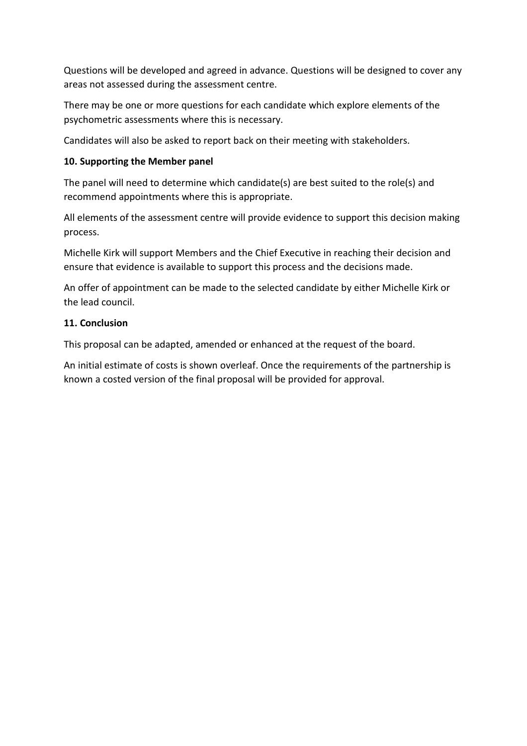Questions will be developed and agreed in advance. Questions will be designed to cover any areas not assessed during the assessment centre.

There may be one or more questions for each candidate which explore elements of the psychometric assessments where this is necessary.

Candidates will also be asked to report back on their meeting with stakeholders.

**10. Supporting the Member panel**

The panel will need to determine which candidate(s) are best suited to the role(s) and recommend appointments where this is appropriate.

All elements of the assessment centre will provide evidence to support this decision making process.

Michelle Kirk will support Members and the Chief Executive in reaching their decision and ensure that evidence is available to support this process and the decisions made.

An offer of appointment can be made to the selected candidate by either Michelle Kirk or the lead council.

**11. Conclusion**

This proposal can be adapted, amended or enhanced at the request of the board.

An initial estimate of costs is shown overleaf. Once the requirements of the partnership is known a costed version of the final proposal will be provided for approval.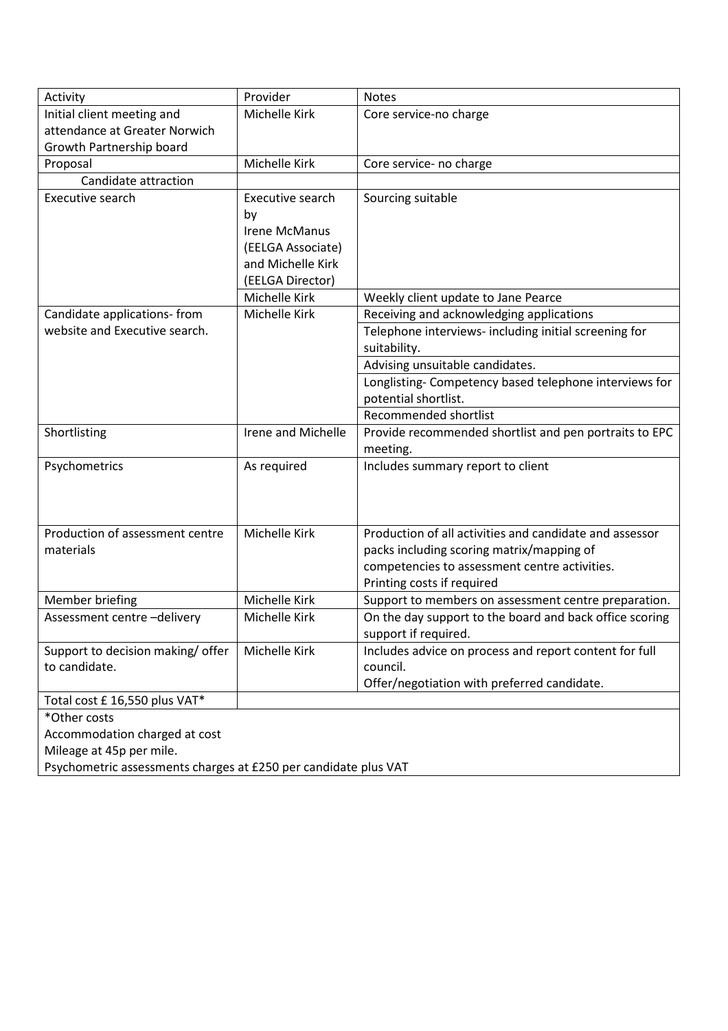| Activity | Provider | Notes |
|---|---|---|
| Initial client meeting and attendance at Greater Norwich Growth Partnership board | Michelle Kirk | Core service-no charge |
| Proposal | Michelle Kirk | Core service- no charge |
| Candidate attraction | | |
| Executive search | Executive search by Irene McManus (EELGA Associate) and Michelle Kirk (EELGA Director) | Sourcing suitable |
| | Michelle Kirk | Weekly client update to Jane Pearce |
| Candidate applications- from website and Executive search. | Michelle Kirk | Receiving and acknowledging applications |
| | | Telephone interviews- including initial screening for suitability. |
| | | Advising unsuitable candidates. |
| | | Longlisting- Competency based telephone interviews for potential shortlist. |
| | | Recommended shortlist |
| Shortlisting | Irene and Michelle | Provide recommended shortlist and pen portraits to EPC meeting. |
| Psychometrics | As required | Includes summary report to client |
| Production of assessment centre materials | Michelle Kirk | Production of all activities and candidate and assessor packs including scoring matrix/mapping of competencies to assessment centre activities. Printing costs if required |
| Member briefing | Michelle Kirk | Support to members on assessment centre preparation. |
| Assessment centre –delivery | Michelle Kirk | On the day support to the board and back office scoring support if required. |
| Support to decision making/ offer to candidate. | Michelle Kirk | Includes advice on process and report content for full council. Offer/negotiation with preferred candidate. |
| Total cost £ 16,550 plus VAT* | | |

*Other costs
Accommodation charged at cost
Mileage at 45p per mile.
Psychometric assessments charges at £250 per candidate plus VAT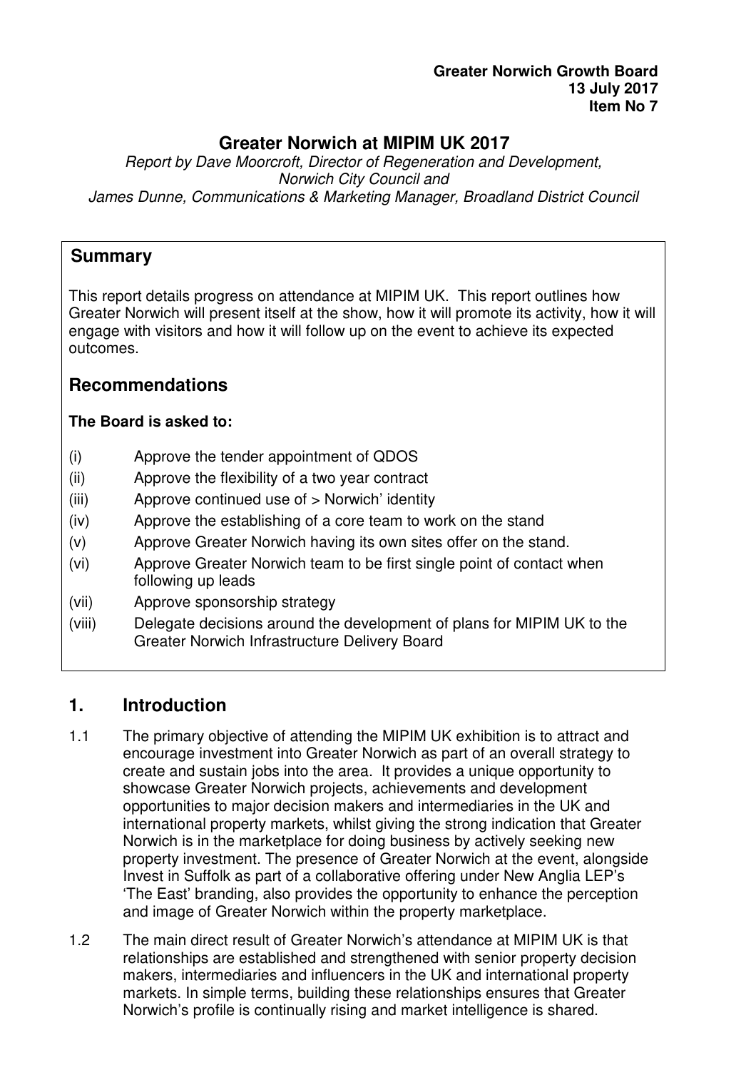**Greater Norwich Growth Board**
**13 July 2017**
**Item No 7**

# Greater Norwich at MIPIM UK 2017

*Report by Dave Moorcroft, Director of Regeneration and Development, Norwich City Council and James Dunne, Communications & Marketing Manager, Broadland District Council*

## Summary

This report details progress on attendance at MIPIM UK. This report outlines how Greater Norwich will present itself at the show, how it will promote its activity, how it will engage with visitors and how it will follow up on the event to achieve its expected outcomes.

## Recommendations

**The Board is asked to:**

- (i) Approve the tender appointment of QDOS
- (ii) Approve the flexibility of a two year contract
- (iii) Approve continued use of > Norwich' identity
- (iv) Approve the establishing of a core team to work on the stand
- (v) Approve Greater Norwich having its own sites offer on the stand.
- (vi) Approve Greater Norwich team to be first single point of contact when following up leads
- (vii) Approve sponsorship strategy
- (viii) Delegate decisions around the development of plans for MIPIM UK to the Greater Norwich Infrastructure Delivery Board

## 1. Introduction

1.1 The primary objective of attending the MIPIM UK exhibition is to attract and encourage investment into Greater Norwich as part of an overall strategy to create and sustain jobs into the area. It provides a unique opportunity to showcase Greater Norwich projects, achievements and development opportunities to major decision makers and intermediaries in the UK and international property markets, whilst giving the strong indication that Greater Norwich is in the marketplace for doing business by actively seeking new property investment. The presence of Greater Norwich at the event, alongside Invest in Suffolk as part of a collaborative offering under New Anglia LEP's 'The East' branding, also provides the opportunity to enhance the perception and image of Greater Norwich within the property marketplace.

1.2 The main direct result of Greater Norwich's attendance at MIPIM UK is that relationships are established and strengthened with senior property decision makers, intermediaries and influencers in the UK and international property markets. In simple terms, building these relationships ensures that Greater Norwich's profile is continually rising and market intelligence is shared.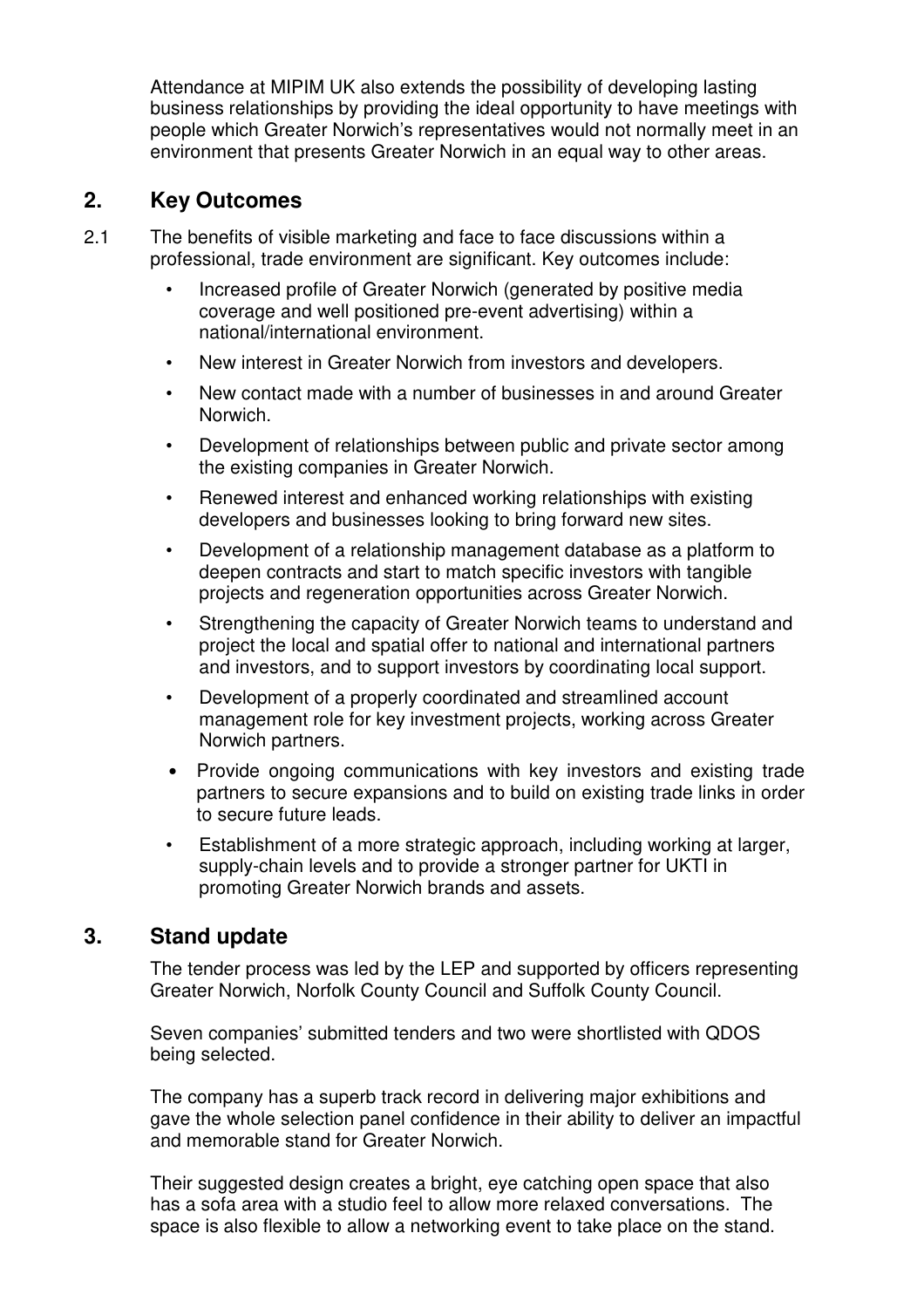Attendance at MIPIM UK also extends the possibility of developing lasting business relationships by providing the ideal opportunity to have meetings with people which Greater Norwich's representatives would not normally meet in an environment that presents Greater Norwich in an equal way to other areas.

## 2. Key Outcomes

2.1 The benefits of visible marketing and face to face discussions within a professional, trade environment are significant. Key outcomes include:

- Increased profile of Greater Norwich (generated by positive media coverage and well positioned pre-event advertising) within a national/international environment.
- New interest in Greater Norwich from investors and developers.
- New contact made with a number of businesses in and around Greater Norwich.
- Development of relationships between public and private sector among the existing companies in Greater Norwich.
- Renewed interest and enhanced working relationships with existing developers and businesses looking to bring forward new sites.
- Development of a relationship management database as a platform to deepen contracts and start to match specific investors with tangible projects and regeneration opportunities across Greater Norwich.
- Strengthening the capacity of Greater Norwich teams to understand and project the local and spatial offer to national and international partners and investors, and to support investors by coordinating local support.
- Development of a properly coordinated and streamlined account management role for key investment projects, working across Greater Norwich partners.
- Provide ongoing communications with key investors and existing trade partners to secure expansions and to build on existing trade links in order to secure future leads.
- Establishment of a more strategic approach, including working at larger, supply-chain levels and to provide a stronger partner for UKTI in promoting Greater Norwich brands and assets.

## 3. Stand update

The tender process was led by the LEP and supported by officers representing Greater Norwich, Norfolk County Council and Suffolk County Council.

Seven companies' submitted tenders and two were shortlisted with QDOS being selected.

The company has a superb track record in delivering major exhibitions and gave the whole selection panel confidence in their ability to deliver an impactful and memorable stand for Greater Norwich.

Their suggested design creates a bright, eye catching open space that also has a sofa area with a studio feel to allow more relaxed conversations. The space is also flexible to allow a networking event to take place on the stand.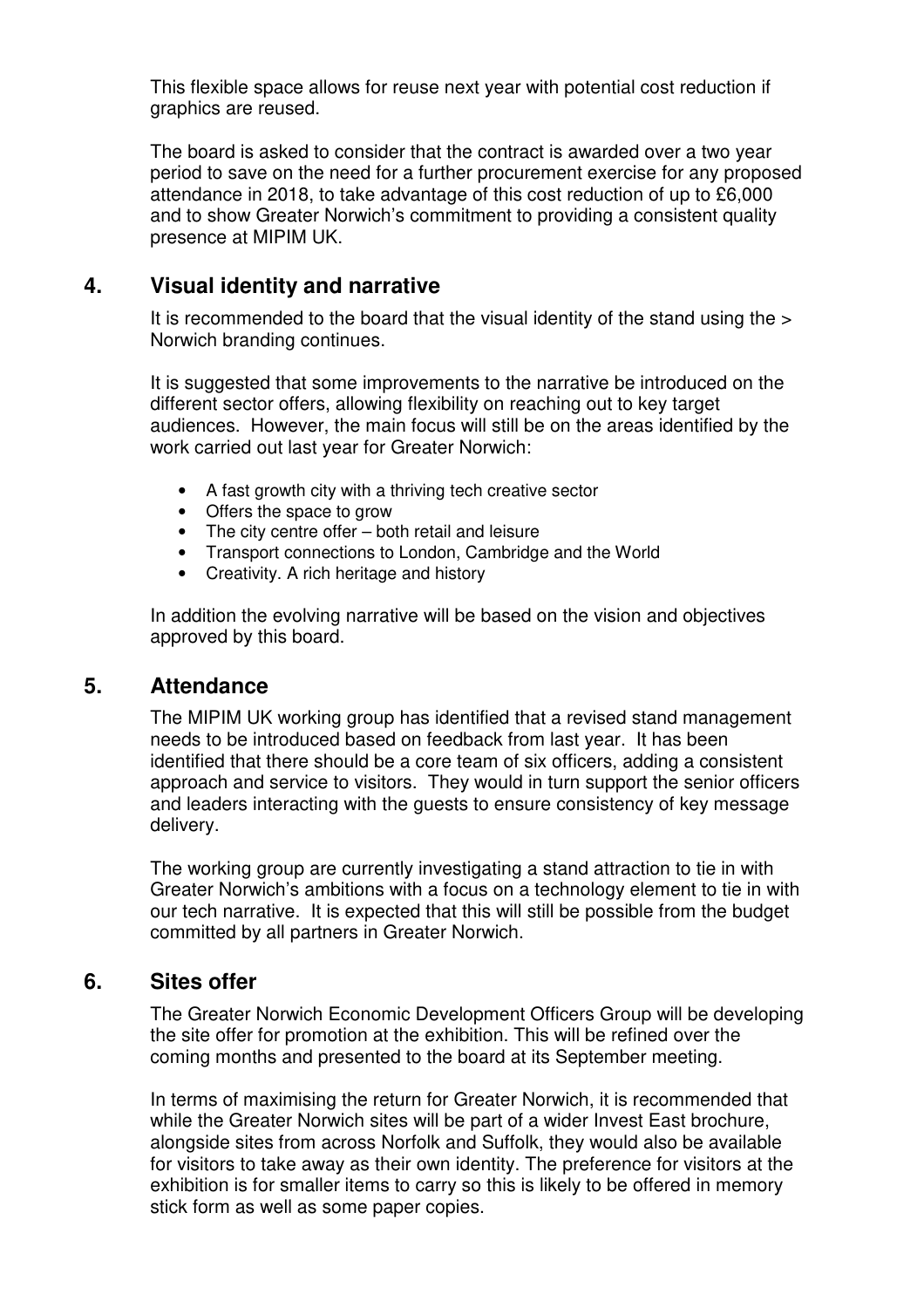This flexible space allows for reuse next year with potential cost reduction if graphics are reused.

The board is asked to consider that the contract is awarded over a two year period to save on the need for a further procurement exercise for any proposed attendance in 2018, to take advantage of this cost reduction of up to £6,000 and to show Greater Norwich's commitment to providing a consistent quality presence at MIPIM UK.

## 4. Visual identity and narrative

It is recommended to the board that the visual identity of the stand using the > Norwich branding continues.

It is suggested that some improvements to the narrative be introduced on the different sector offers, allowing flexibility on reaching out to key target audiences. However, the main focus will still be on the areas identified by the work carried out last year for Greater Norwich:

- A fast growth city with a thriving tech creative sector
- Offers the space to grow
- The city centre offer – both retail and leisure
- Transport connections to London, Cambridge and the World
- Creativity. A rich heritage and history

In addition the evolving narrative will be based on the vision and objectives approved by this board.

## 5. Attendance

The MIPIM UK working group has identified that a revised stand management needs to be introduced based on feedback from last year. It has been identified that there should be a core team of six officers, adding a consistent approach and service to visitors. They would in turn support the senior officers and leaders interacting with the guests to ensure consistency of key message delivery.

The working group are currently investigating a stand attraction to tie in with Greater Norwich's ambitions with a focus on a technology element to tie in with our tech narrative. It is expected that this will still be possible from the budget committed by all partners in Greater Norwich.

## 6. Sites offer

The Greater Norwich Economic Development Officers Group will be developing the site offer for promotion at the exhibition. This will be refined over the coming months and presented to the board at its September meeting.

In terms of maximising the return for Greater Norwich, it is recommended that while the Greater Norwich sites will be part of a wider Invest East brochure, alongside sites from across Norfolk and Suffolk, they would also be available for visitors to take away as their own identity. The preference for visitors at the exhibition is for smaller items to carry so this is likely to be offered in memory stick form as well as some paper copies.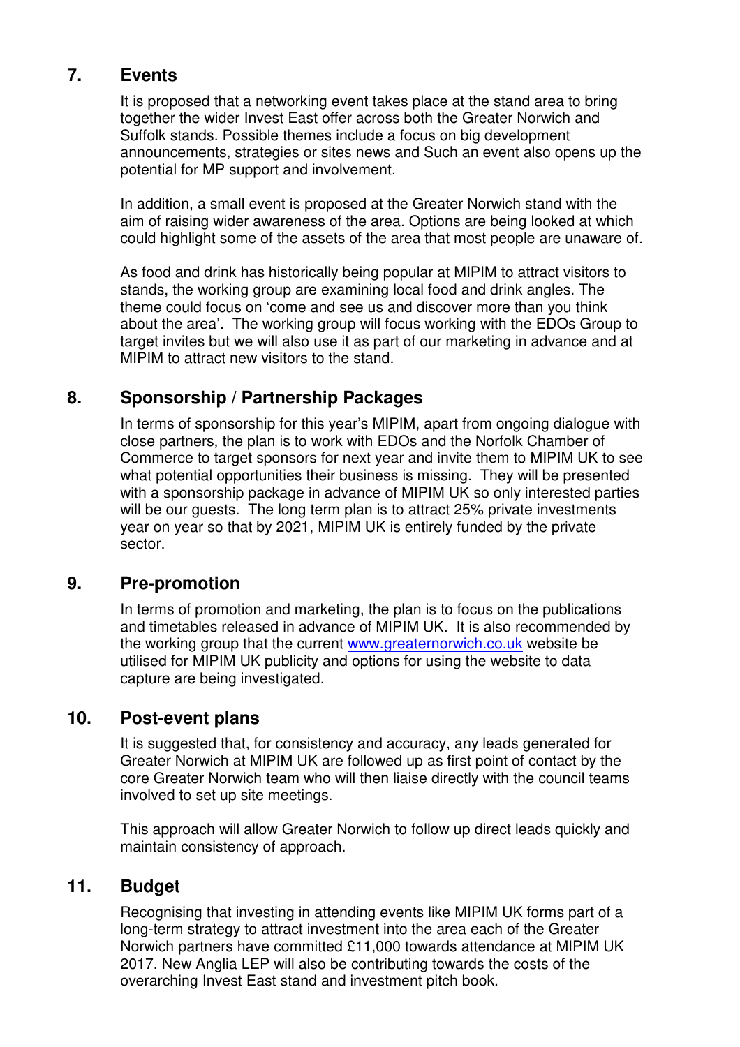## 7. Events

It is proposed that a networking event takes place at the stand area to bring together the wider Invest East offer across both the Greater Norwich and Suffolk stands. Possible themes include a focus on big development announcements, strategies or sites news and Such an event also opens up the potential for MP support and involvement.

In addition, a small event is proposed at the Greater Norwich stand with the aim of raising wider awareness of the area. Options are being looked at which could highlight some of the assets of the area that most people are unaware of.

As food and drink has historically being popular at MIPIM to attract visitors to stands, the working group are examining local food and drink angles. The theme could focus on 'come and see us and discover more than you think about the area'. The working group will focus working with the EDOs Group to target invites but we will also use it as part of our marketing in advance and at MIPIM to attract new visitors to the stand.

## 8. Sponsorship / Partnership Packages

In terms of sponsorship for this year's MIPIM, apart from ongoing dialogue with close partners, the plan is to work with EDOs and the Norfolk Chamber of Commerce to target sponsors for next year and invite them to MIPIM UK to see what potential opportunities their business is missing. They will be presented with a sponsorship package in advance of MIPIM UK so only interested parties will be our guests. The long term plan is to attract 25% private investments year on year so that by 2021, MIPIM UK is entirely funded by the private sector.

## 9. Pre-promotion

In terms of promotion and marketing, the plan is to focus on the publications and timetables released in advance of MIPIM UK. It is also recommended by the working group that the current [www.greaternorwich.co.uk](http://www.greaternorwich.co.uk) website be utilised for MIPIM UK publicity and options for using the website to data capture are being investigated.

## 10. Post-event plans

It is suggested that, for consistency and accuracy, any leads generated for Greater Norwich at MIPIM UK are followed up as first point of contact by the core Greater Norwich team who will then liaise directly with the council teams involved to set up site meetings.

This approach will allow Greater Norwich to follow up direct leads quickly and maintain consistency of approach.

## 11. Budget

Recognising that investing in attending events like MIPIM UK forms part of a long-term strategy to attract investment into the area each of the Greater Norwich partners have committed £11,000 towards attendance at MIPIM UK 2017. New Anglia LEP will also be contributing towards the costs of the overarching Invest East stand and investment pitch book.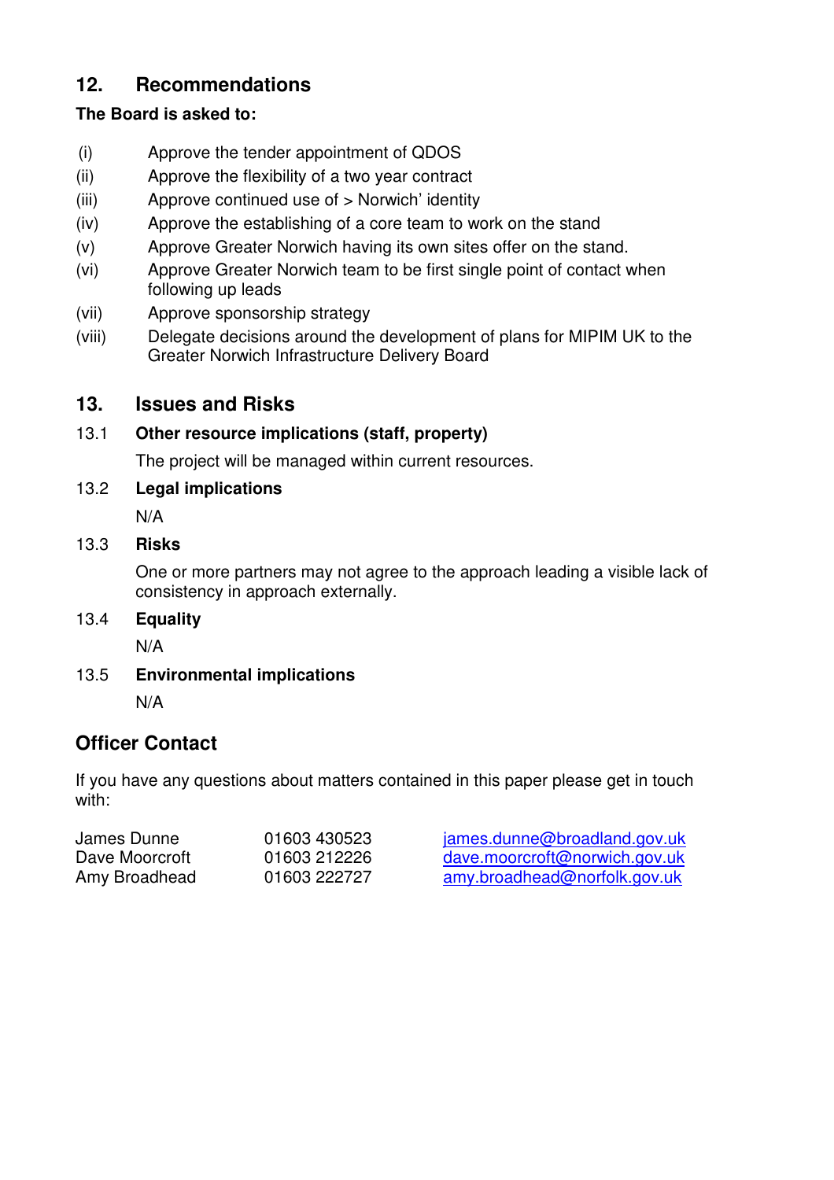## 12. Recommendations

**The Board is asked to:**

(i) Approve the tender appointment of QDOS

(ii) Approve the flexibility of a two year contract

(iii) Approve continued use of > Norwich' identity

(iv) Approve the establishing of a core team to work on the stand

(v) Approve Greater Norwich having its own sites offer on the stand.

(vi) Approve Greater Norwich team to be first single point of contact when following up leads

(vii) Approve sponsorship strategy

(viii) Delegate decisions around the development of plans for MIPIM UK to the Greater Norwich Infrastructure Delivery Board

## 13. Issues and Risks

### 13.1 Other resource implications (staff, property)

The project will be managed within current resources.

### 13.2 Legal implications

N/A

### 13.3 Risks

One or more partners may not agree to the approach leading a visible lack of consistency in approach externally.

### 13.4 Equality

N/A

### 13.5 Environmental implications

N/A

## Officer Contact

If you have any questions about matters contained in this paper please get in touch with:

| | | |
|---|---|---|
| James Dunne | 01603 430523 | james.dunne@broadland.gov.uk |
| Dave Moorcroft | 01603 212226 | dave.moorcroft@norwich.gov.uk |
| Amy Broadhead | 01603 222727 | amy.broadhead@norfolk.gov.uk |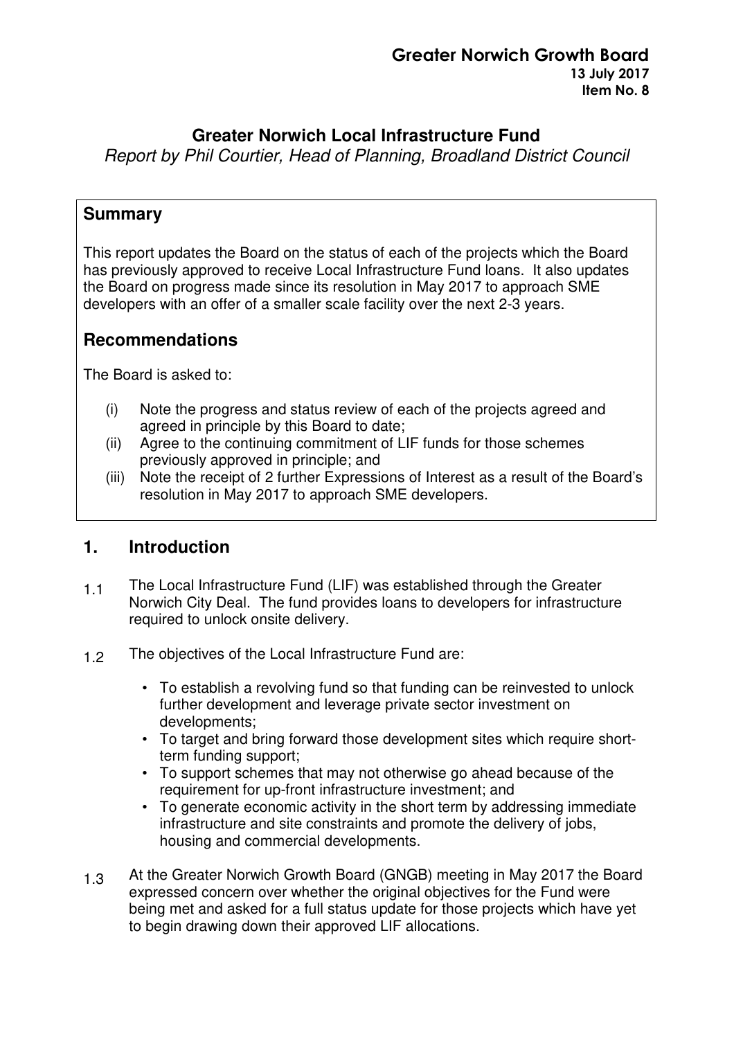**Greater Norwich Growth Board**
**13 July 2017**
**Item No. 8**

## Greater Norwich Local Infrastructure Fund

*Report by Phil Courtier, Head of Planning, Broadland District Council*

### Summary

This report updates the Board on the status of each of the projects which the Board has previously approved to receive Local Infrastructure Fund loans. It also updates the Board on progress made since its resolution in May 2017 to approach SME developers with an offer of a smaller scale facility over the next 2-3 years.

### Recommendations

The Board is asked to:

(i) Note the progress and status review of each of the projects agreed and agreed in principle by this Board to date;
(ii) Agree to the continuing commitment of LIF funds for those schemes previously approved in principle; and
(iii) Note the receipt of 2 further Expressions of Interest as a result of the Board's resolution in May 2017 to approach SME developers.

## 1. Introduction

1.1 The Local Infrastructure Fund (LIF) was established through the Greater Norwich City Deal. The fund provides loans to developers for infrastructure required to unlock onsite delivery.

1.2 The objectives of the Local Infrastructure Fund are:

- To establish a revolving fund so that funding can be reinvested to unlock further development and leverage private sector investment on developments;
- To target and bring forward those development sites which require short-term funding support;
- To support schemes that may not otherwise go ahead because of the requirement for up-front infrastructure investment; and
- To generate economic activity in the short term by addressing immediate infrastructure and site constraints and promote the delivery of jobs, housing and commercial developments.

1.3 At the Greater Norwich Growth Board (GNGB) meeting in May 2017 the Board expressed concern over whether the original objectives for the Fund were being met and asked for a full status update for those projects which have yet to begin drawing down their approved LIF allocations.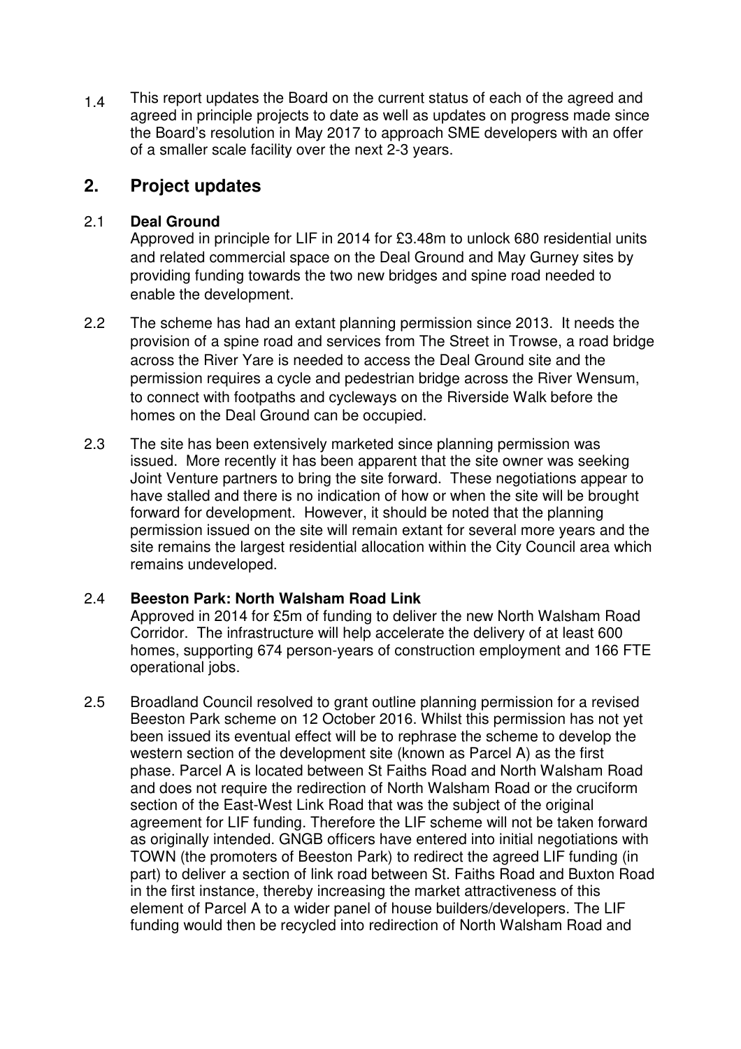1.4 This report updates the Board on the current status of each of the agreed and agreed in principle projects to date as well as updates on progress made since the Board's resolution in May 2017 to approach SME developers with an offer of a smaller scale facility over the next 2-3 years.

## 2. Project updates

2.1 **Deal Ground**

Approved in principle for LIF in 2014 for £3.48m to unlock 680 residential units and related commercial space on the Deal Ground and May Gurney sites by providing funding towards the two new bridges and spine road needed to enable the development.

2.2 The scheme has had an extant planning permission since 2013. It needs the provision of a spine road and services from The Street in Trowse, a road bridge across the River Yare is needed to access the Deal Ground site and the permission requires a cycle and pedestrian bridge across the River Wensum, to connect with footpaths and cycleways on the Riverside Walk before the homes on the Deal Ground can be occupied.

2.3 The site has been extensively marketed since planning permission was issued. More recently it has been apparent that the site owner was seeking Joint Venture partners to bring the site forward. These negotiations appear to have stalled and there is no indication of how or when the site will be brought forward for development. However, it should be noted that the planning permission issued on the site will remain extant for several more years and the site remains the largest residential allocation within the City Council area which remains undeveloped.

2.4 **Beeston Park: North Walsham Road Link**

Approved in 2014 for £5m of funding to deliver the new North Walsham Road Corridor. The infrastructure will help accelerate the delivery of at least 600 homes, supporting 674 person-years of construction employment and 166 FTE operational jobs.

2.5 Broadland Council resolved to grant outline planning permission for a revised Beeston Park scheme on 12 October 2016. Whilst this permission has not yet been issued its eventual effect will be to rephrase the scheme to develop the western section of the development site (known as Parcel A) as the first phase. Parcel A is located between St Faiths Road and North Walsham Road and does not require the redirection of North Walsham Road or the cruciform section of the East-West Link Road that was the subject of the original agreement for LIF funding. Therefore the LIF scheme will not be taken forward as originally intended. GNGB officers have entered into initial negotiations with TOWN (the promoters of Beeston Park) to redirect the agreed LIF funding (in part) to deliver a section of link road between St. Faiths Road and Buxton Road in the first instance, thereby increasing the market attractiveness of this element of Parcel A to a wider panel of house builders/developers. The LIF funding would then be recycled into redirection of North Walsham Road and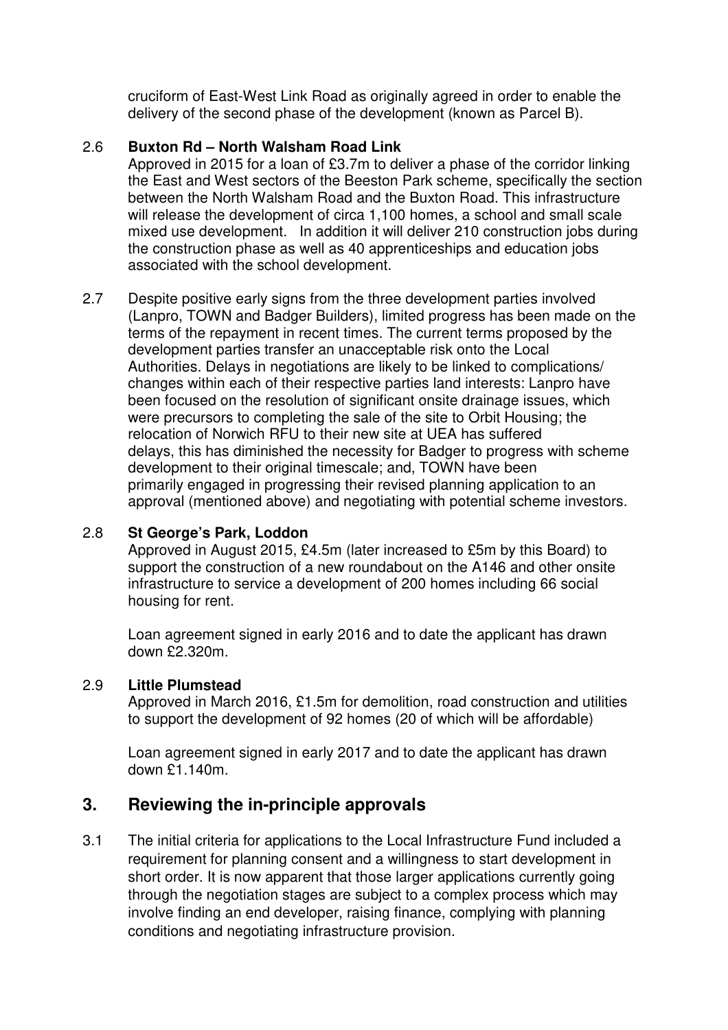cruciform of East-West Link Road as originally agreed in order to enable the delivery of the second phase of the development (known as Parcel B).

2.6 **Buxton Rd – North Walsham Road Link**

Approved in 2015 for a loan of £3.7m to deliver a phase of the corridor linking the East and West sectors of the Beeston Park scheme, specifically the section between the North Walsham Road and the Buxton Road. This infrastructure will release the development of circa 1,100 homes, a school and small scale mixed use development. In addition it will deliver 210 construction jobs during the construction phase as well as 40 apprenticeships and education jobs associated with the school development.

2.7 Despite positive early signs from the three development parties involved (Lanpro, TOWN and Badger Builders), limited progress has been made on the terms of the repayment in recent times. The current terms proposed by the development parties transfer an unacceptable risk onto the Local Authorities. Delays in negotiations are likely to be linked to complications/ changes within each of their respective parties land interests: Lanpro have been focused on the resolution of significant onsite drainage issues, which were precursors to completing the sale of the site to Orbit Housing; the relocation of Norwich RFU to their new site at UEA has suffered delays, this has diminished the necessity for Badger to progress with scheme development to their original timescale; and, TOWN have been primarily engaged in progressing their revised planning application to an approval (mentioned above) and negotiating with potential scheme investors.

2.8 **St George's Park, Loddon**

Approved in August 2015, £4.5m (later increased to £5m by this Board) to support the construction of a new roundabout on the A146 and other onsite infrastructure to service a development of 200 homes including 66 social housing for rent.

Loan agreement signed in early 2016 and to date the applicant has drawn down £2.320m.

2.9 **Little Plumstead**

Approved in March 2016, £1.5m for demolition, road construction and utilities to support the development of 92 homes (20 of which will be affordable)

Loan agreement signed in early 2017 and to date the applicant has drawn down £1.140m.

## 3. Reviewing the in-principle approvals

3.1 The initial criteria for applications to the Local Infrastructure Fund included a requirement for planning consent and a willingness to start development in short order. It is now apparent that those larger applications currently going through the negotiation stages are subject to a complex process which may involve finding an end developer, raising finance, complying with planning conditions and negotiating infrastructure provision.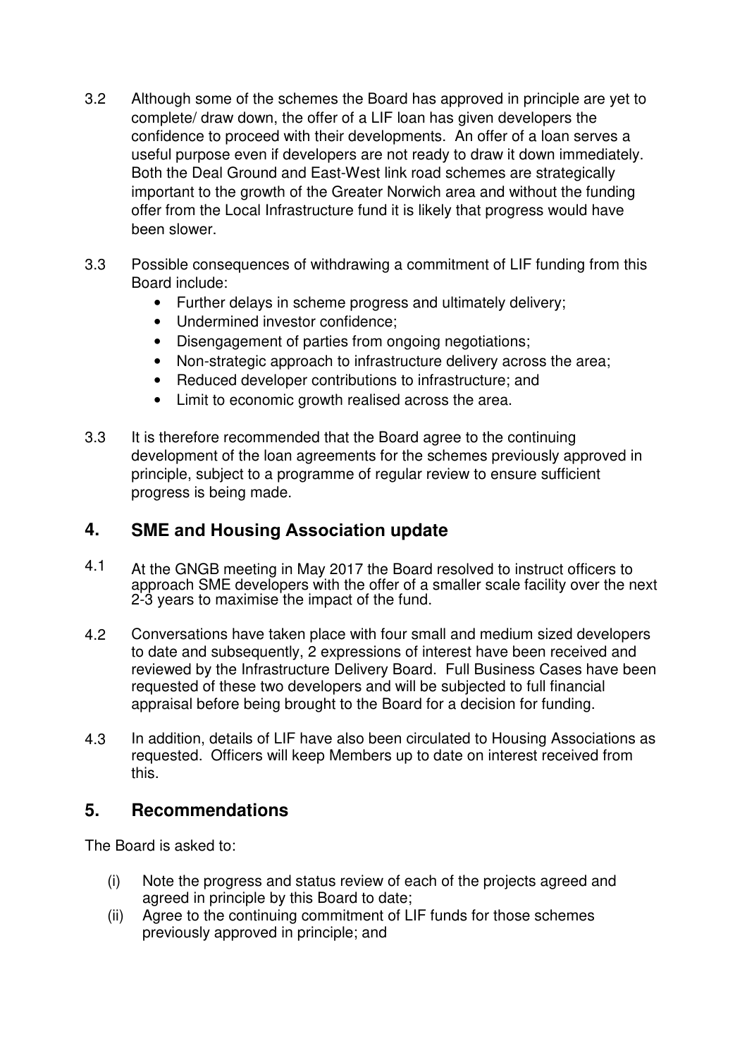3.2 Although some of the schemes the Board has approved in principle are yet to complete/ draw down, the offer of a LIF loan has given developers the confidence to proceed with their developments. An offer of a loan serves a useful purpose even if developers are not ready to draw it down immediately. Both the Deal Ground and East-West link road schemes are strategically important to the growth of the Greater Norwich area and without the funding offer from the Local Infrastructure fund it is likely that progress would have been slower.

3.3 Possible consequences of withdrawing a commitment of LIF funding from this Board include:

- Further delays in scheme progress and ultimately delivery;
- Undermined investor confidence;
- Disengagement of parties from ongoing negotiations;
- Non-strategic approach to infrastructure delivery across the area;
- Reduced developer contributions to infrastructure; and
- Limit to economic growth realised across the area.

3.3 It is therefore recommended that the Board agree to the continuing development of the loan agreements for the schemes previously approved in principle, subject to a programme of regular review to ensure sufficient progress is being made.

## 4. SME and Housing Association update

4.1 At the GNGB meeting in May 2017 the Board resolved to instruct officers to approach SME developers with the offer of a smaller scale facility over the next 2-3 years to maximise the impact of the fund.

4.2 Conversations have taken place with four small and medium sized developers to date and subsequently, 2 expressions of interest have been received and reviewed by the Infrastructure Delivery Board. Full Business Cases have been requested of these two developers and will be subjected to full financial appraisal before being brought to the Board for a decision for funding.

4.3 In addition, details of LIF have also been circulated to Housing Associations as requested. Officers will keep Members up to date on interest received from this.

## 5. Recommendations

The Board is asked to:

(i) Note the progress and status review of each of the projects agreed and agreed in principle by this Board to date;

(ii) Agree to the continuing commitment of LIF funds for those schemes previously approved in principle; and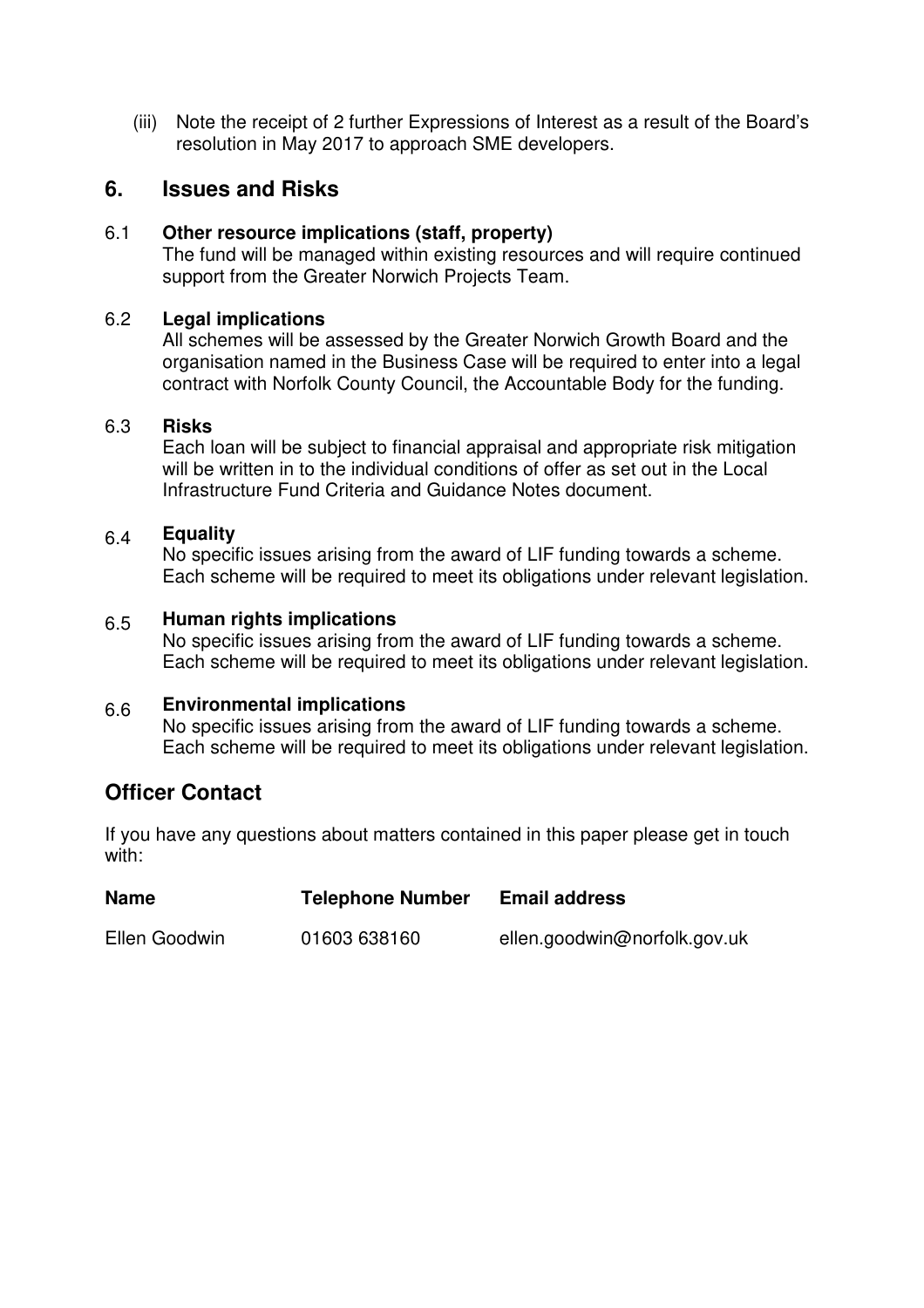(iii) Note the receipt of 2 further Expressions of Interest as a result of the Board's resolution in May 2017 to approach SME developers.

## 6. Issues and Risks

6.1 **Other resource implications (staff, property)**
The fund will be managed within existing resources and will require continued support from the Greater Norwich Projects Team.

6.2 **Legal implications**
All schemes will be assessed by the Greater Norwich Growth Board and the organisation named in the Business Case will be required to enter into a legal contract with Norfolk County Council, the Accountable Body for the funding.

6.3 **Risks**
Each loan will be subject to financial appraisal and appropriate risk mitigation will be written in to the individual conditions of offer as set out in the Local Infrastructure Fund Criteria and Guidance Notes document.

6.4 **Equality**
No specific issues arising from the award of LIF funding towards a scheme. Each scheme will be required to meet its obligations under relevant legislation.

6.5 **Human rights implications**
No specific issues arising from the award of LIF funding towards a scheme. Each scheme will be required to meet its obligations under relevant legislation.

6.6 **Environmental implications**
No specific issues arising from the award of LIF funding towards a scheme. Each scheme will be required to meet its obligations under relevant legislation.

## Officer Contact

If you have any questions about matters contained in this paper please get in touch with:

| Name | Telephone Number | Email address |
| --- | --- | --- |
| Ellen Goodwin | 01603 638160 | ellen.goodwin@norfolk.gov.uk |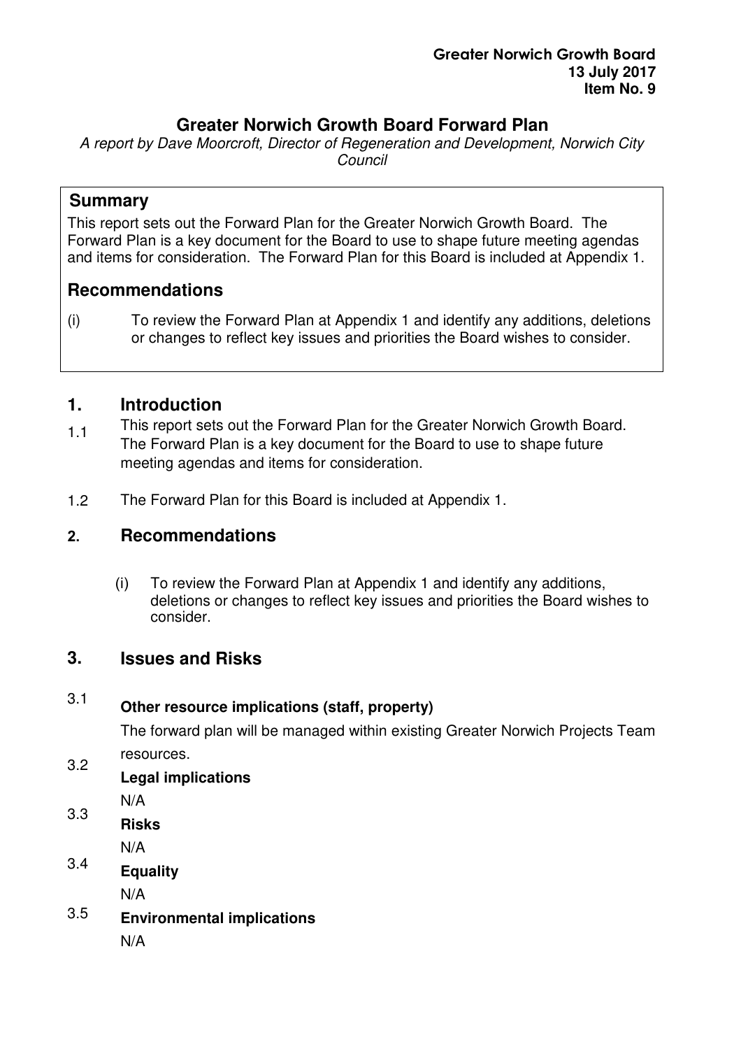Greater Norwich Growth Board
13 July 2017
Item No. 9

# Greater Norwich Growth Board Forward Plan

*A report by Dave Moorcroft, Director of Regeneration and Development, Norwich City Council*

## Summary

This report sets out the Forward Plan for the Greater Norwich Growth Board. The Forward Plan is a key document for the Board to use to shape future meeting agendas and items for consideration. The Forward Plan for this Board is included at Appendix 1.

## Recommendations

(i) To review the Forward Plan at Appendix 1 and identify any additions, deletions or changes to reflect key issues and priorities the Board wishes to consider.

## 1. Introduction

1.1 This report sets out the Forward Plan for the Greater Norwich Growth Board. The Forward Plan is a key document for the Board to use to shape future meeting agendas and items for consideration.

1.2 The Forward Plan for this Board is included at Appendix 1.

## 2. Recommendations

(i) To review the Forward Plan at Appendix 1 and identify any additions, deletions or changes to reflect key issues and priorities the Board wishes to consider.

## 3. Issues and Risks

3.1 **Other resource implications (staff, property)**

The forward plan will be managed within existing Greater Norwich Projects Team resources.

3.2 **Legal implications**

N/A

3.3 **Risks**

N/A

3.4 **Equality**

N/A

3.5 **Environmental implications**

N/A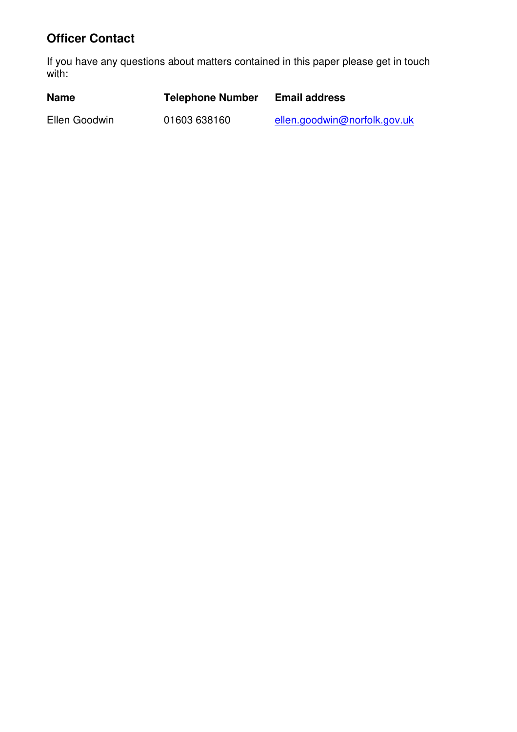## Officer Contact

If you have any questions about matters contained in this paper please get in touch with:

| Name | Telephone Number | Email address |
|---|---|---|
| Ellen Goodwin | 01603 638160 | ellen.goodwin@norfolk.gov.uk |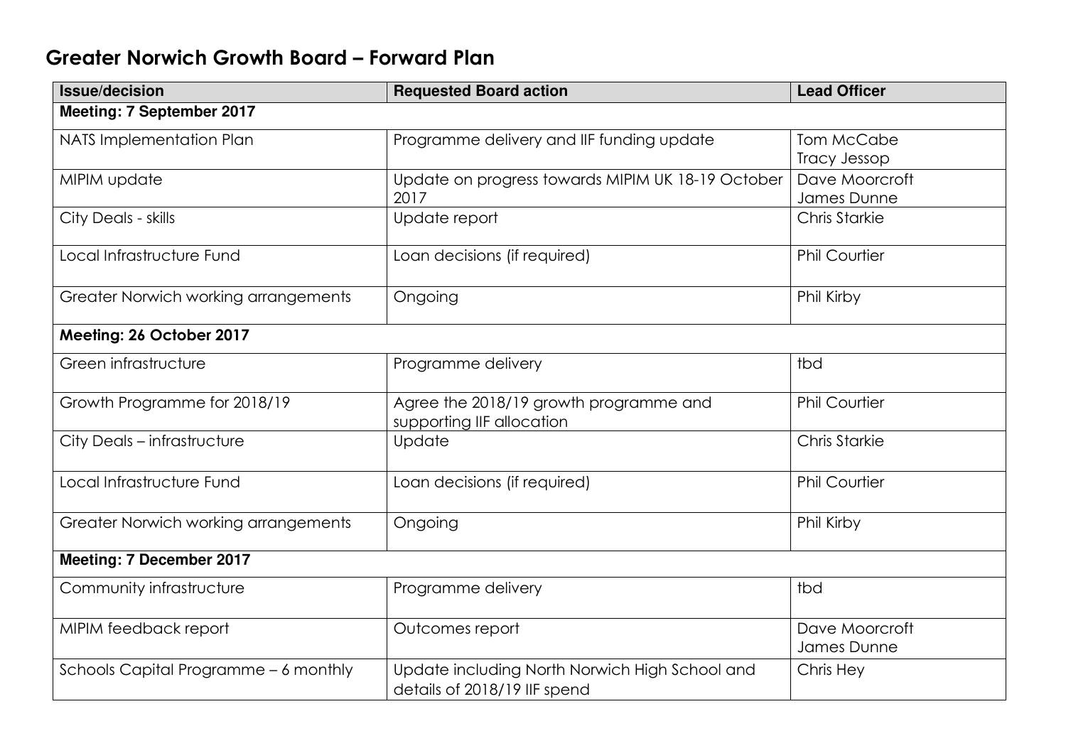# Greater Norwich Growth Board – Forward Plan

| Issue/decision | Requested Board action | Lead Officer |
|---|---|---|
| **Meeting: 7 September 2017** | | |
| NATS Implementation Plan | Programme delivery and IIF funding update | Tom McCabe<br>Tracy Jessop |
| MIPIM update | Update on progress towards MIPIM UK 18-19 October 2017 | Dave Moorcroft<br>James Dunne |
| City Deals - skills | Update report | Chris Starkie |
| Local Infrastructure Fund | Loan decisions (if required) | Phil Courtier |
| Greater Norwich working arrangements | Ongoing | Phil Kirby |
| **Meeting: 26 October 2017** | | |
| Green infrastructure | Programme delivery | tbd |
| Growth Programme for 2018/19 | Agree the 2018/19 growth programme and supporting IIF allocation | Phil Courtier |
| City Deals – infrastructure | Update | Chris Starkie |
| Local Infrastructure Fund | Loan decisions (if required) | Phil Courtier |
| Greater Norwich working arrangements | Ongoing | Phil Kirby |
| **Meeting: 7 December 2017** | | |
| Community infrastructure | Programme delivery | tbd |
| MIPIM feedback report | Outcomes report | Dave Moorcroft<br>James Dunne |
| Schools Capital Programme – 6 monthly | Update including North Norwich High School and details of 2018/19 IIF spend | Chris Hey |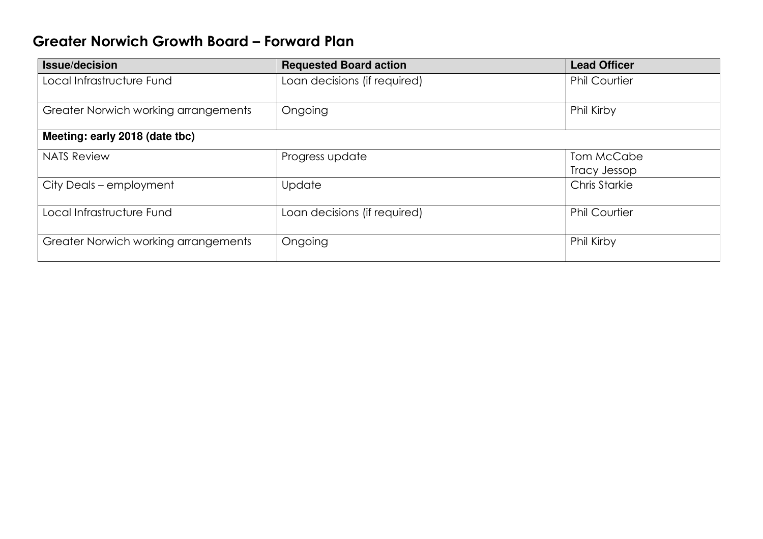# Greater Norwich Growth Board – Forward Plan

| Issue/decision | Requested Board action | Lead Officer |
| --- | --- | --- |
| Local Infrastructure Fund | Loan decisions (if required) | Phil Courtier |
| Greater Norwich working arrangements | Ongoing | Phil Kirby |
| **Meeting: early 2018 (date tbc)** | | |
| NATS Review | Progress update | Tom McCabe<br>Tracy Jessop |
| City Deals – employment | Update | Chris Starkie |
| Local Infrastructure Fund | Loan decisions (if required) | Phil Courtier |
| Greater Norwich working arrangements | Ongoing | Phil Kirby |